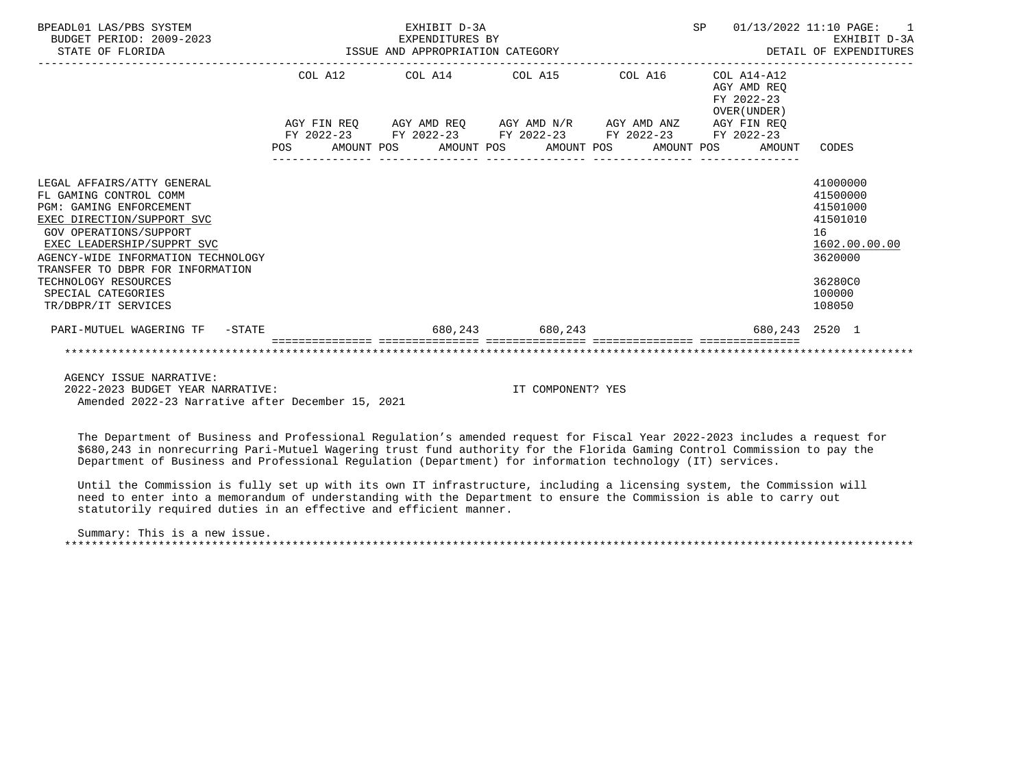BPEADL01 LAS/PBS SYSTEM — EXHIBIT D-3A — EXPENDITURES BY ISSUE AND APPROPRIATION CATEGORY — SP 01/13/2022 11:10 PAGE: 1

BUDGET PERIOD: 2009-2023 — STATE OF FLORIDA — EXHIBIT D-3A DETAIL OF EXPENDITURES

| | COL A12 AGY FIN REQ FY 2022-23 POS AMOUNT | COL A14 AGY AMD REQ FY 2022-23 POS AMOUNT | COL A15 AGY AMD N/R FY 2022-23 POS AMOUNT | COL A16 AGY AMD ANZ FY 2022-23 POS AMOUNT | COL A14-A12 AGY AMD REQ FY 2022-23 OVER(UNDER) AGY FIN REQ FY 2022-23 POS AMOUNT | CODES |
|---|---|---|---|---|---|---|
| LEGAL AFFAIRS/ATTY GENERAL | | | | | | 41000000 |
| FL GAMING CONTROL COMM | | | | | | 41500000 |
| PGM: GAMING ENFORCEMENT | | | | | | 41501000 |
| EXEC DIRECTION/SUPPORT SVC | | | | | | 41501010 |
| GOV OPERATIONS/SUPPORT | | | | | | 16 |
| EXEC LEADERSHIP/SUPPRT SVC | | | | | | 1602.00.00.00 |
| AGENCY-WIDE INFORMATION TECHNOLOGY | | | | | | 3620000 |
| TRANSFER TO DBPR FOR INFORMATION TECHNOLOGY RESOURCES | | | | | | 36280C0 |
| SPECIAL CATEGORIES | | | | | | 100000 |
| TR/DBPR/IT SERVICES | | | | | | 108050 |
| PARI-MUTUEL WAGERING TF -STATE | | 680,243 | 680,243 | | 680,243 | 2520 1 |

AGENCY ISSUE NARRATIVE:

2022-2023 BUDGET YEAR NARRATIVE: IT COMPONENT? YES

Amended 2022-23 Narrative after December 15, 2021

The Department of Business and Professional Regulation's amended request for Fiscal Year 2022-2023 includes a request for $680,243 in nonrecurring Pari-Mutuel Wagering trust fund authority for the Florida Gaming Control Commission to pay the Department of Business and Professional Regulation (Department) for information technology (IT) services.

Until the Commission is fully set up with its own IT infrastructure, including a licensing system, the Commission will need to enter into a memorandum of understanding with the Department to ensure the Commission is able to carry out statutorily required duties in an effective and efficient manner.

Summary: This is a new issue.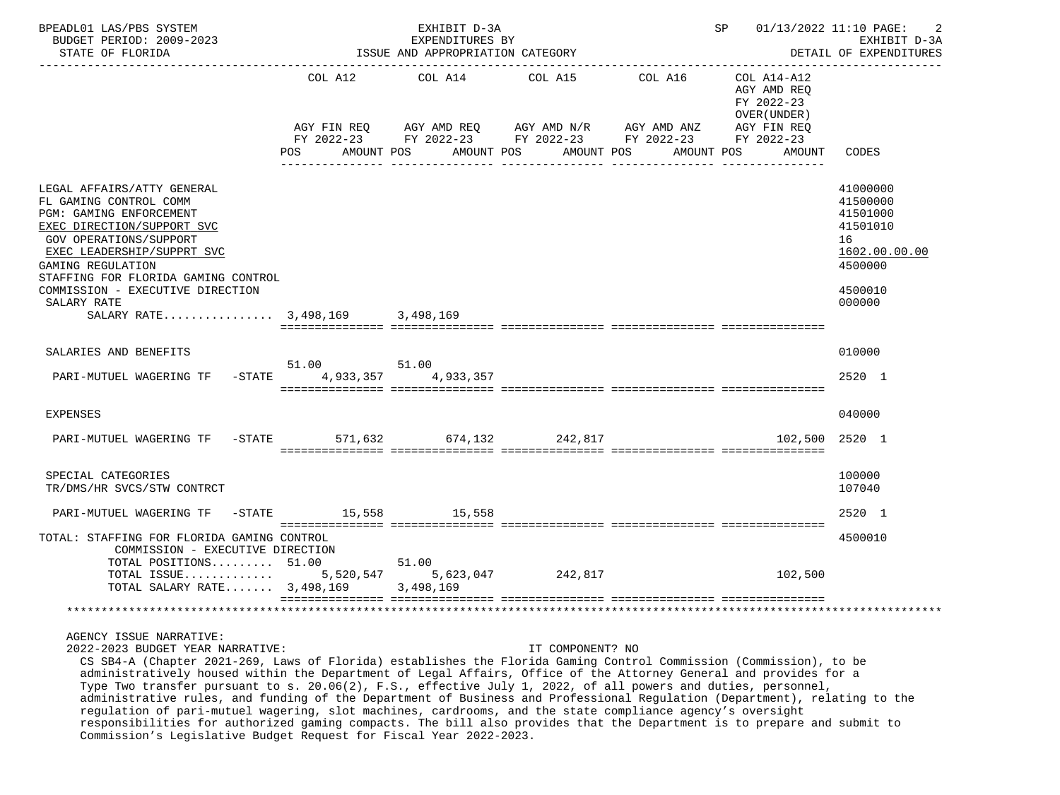BPEADL01 LAS/PBS SYSTEM — EXHIBIT D-3A — EXPENDITURES BY ISSUE AND APPROPRIATION CATEGORY — SP 01/13/2022 11:10 — EXHIBIT D-3A DETAIL OF EXPENDITURES

BUDGET PERIOD: 2009-2023

STATE OF FLORIDA

| | COL A12 AGY FIN REQ FY 2022-23 POS | AMOUNT | COL A14 AGY AMD REQ FY 2022-23 POS | AMOUNT | COL A15 AGY AMD N/R FY 2022-23 POS | AMOUNT | COL A16 AGY AMD ANZ FY 2022-23 POS | AMOUNT | COL A14-A12 AGY AMD REQ FY 2022-23 OVER(UNDER) AGY FIN REQ FY 2022-23 POS | AMOUNT | CODES |
|---|---|---|---|---|---|---|---|---|---|---|---|
| LEGAL AFFAIRS/ATTY GENERAL | | | | | | | | | | | 41000000 |
| FL GAMING CONTROL COMM | | | | | | | | | | | 41500000 |
| PGM: GAMING ENFORCEMENT | | | | | | | | | | | 41501000 |
| EXEC DIRECTION/SUPPORT SVC | | | | | | | | | | | 41501010 |
| GOV OPERATIONS/SUPPORT | | | | | | | | | | | 16 |
| EXEC LEADERSHIP/SUPPRT SVC | | | | | | | | | | | 1602.00.00.00 |
| GAMING REGULATION | | | | | | | | | | | 4500000 |
| STAFFING FOR FLORIDA GAMING CONTROL COMMISSION - EXECUTIVE DIRECTION | | | | | | | | | | | 4500010 |
| SALARY RATE | | | | | | | | | | | 000000 |
| SALARY RATE................ | | 3,498,169 | | 3,498,169 | | | | | | | |
| SALARIES AND BENEFITS | | | | | | | | | | | 010000 |
| PARI-MUTUEL WAGERING TF -STATE | 51.00 | 4,933,357 | 51.00 | 4,933,357 | | | | | | | 2520 1 |
| EXPENSES | | | | | | | | | | | 040000 |
| PARI-MUTUEL WAGERING TF -STATE | | 571,632 | | 674,132 | | 242,817 | | | | 102,500 | 2520 1 |
| SPECIAL CATEGORIES | | | | | | | | | | | 100000 |
| TR/DMS/HR SVCS/STW CONTRCT | | | | | | | | | | | 107040 |
| PARI-MUTUEL WAGERING TF -STATE | | 15,558 | | 15,558 | | | | | | | 2520 1 |
| TOTAL: STAFFING FOR FLORIDA GAMING CONTROL COMMISSION - EXECUTIVE DIRECTION | | | | | | | | | | | 4500010 |
| TOTAL POSITIONS......... | 51.00 | | 51.00 | | | | | | | | |
| TOTAL ISSUE............. | | 5,520,547 | | 5,623,047 | | 242,817 | | | | 102,500 | |
| TOTAL SALARY RATE....... | | 3,498,169 | | 3,498,169 | | | | | | | |

AGENCY ISSUE NARRATIVE:

2022-2023 BUDGET YEAR NARRATIVE: IT COMPONENT? NO

CS SB4-A (Chapter 2021-269, Laws of Florida) establishes the Florida Gaming Control Commission (Commission), to be administratively housed within the Department of Legal Affairs, Office of the Attorney General and provides for a Type Two transfer pursuant to s. 20.06(2), F.S., effective July 1, 2022, of all powers and duties, personnel, administrative rules, and funding of the Department of Business and Professional Regulation (Department), relating to the regulation of pari-mutuel wagering, slot machines, cardrooms, and the state compliance agency's oversight responsibilities for authorized gaming compacts. The bill also provides that the Department is to prepare and submit to Commission's Legislative Budget Request for Fiscal Year 2022-2023.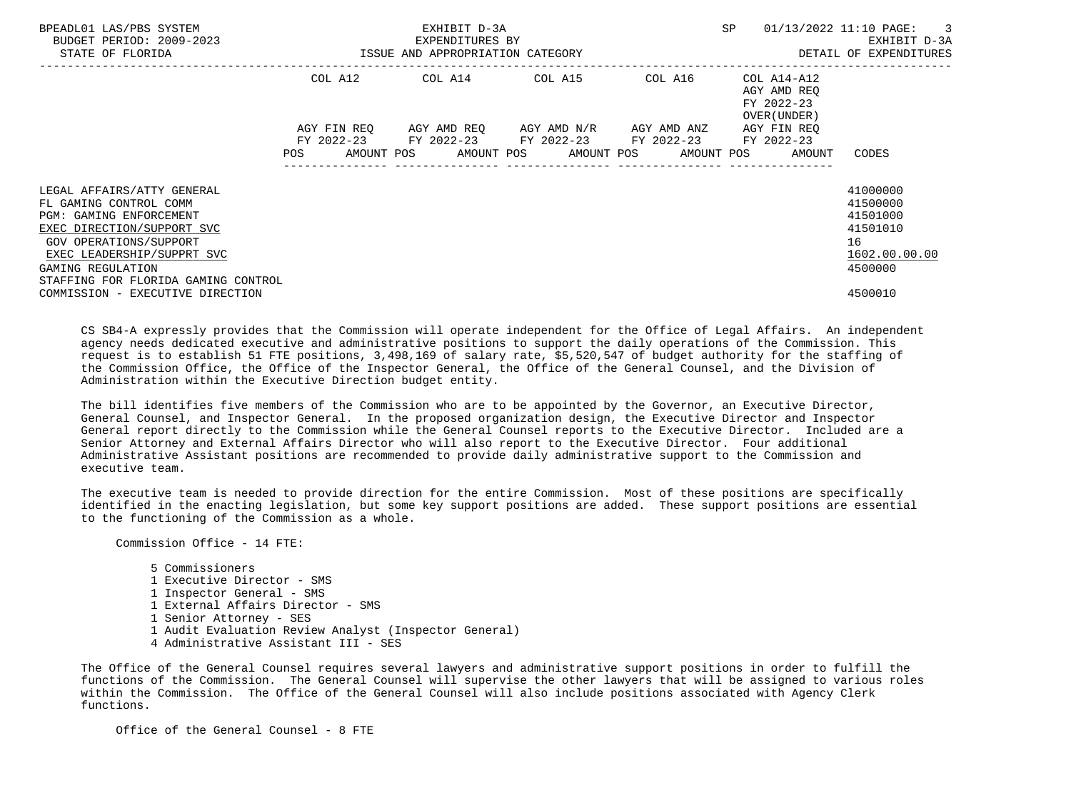EXHIBIT D-3A
EXPENDITURES BY
ISSUE AND APPROPRIATION CATEGORY

BPEADL01 LAS/PBS SYSTEM — BUDGET PERIOD: 2009-2023 — STATE OF FLORIDA — SP 01/13/2022 11:10 — EXHIBIT D-3A DETAIL OF EXPENDITURES

| | COL A12 AGY FIN REQ FY 2022-23 POS AMOUNT | COL A14 AGY AMD REQ FY 2022-23 POS AMOUNT | COL A15 AGY AMD N/R FY 2022-23 POS AMOUNT | COL A16 AGY AMD ANZ FY 2022-23 POS AMOUNT | COL A14-A12 AGY AMD REQ FY 2022-23 OVER(UNDER) AGY FIN REQ FY 2022-23 POS AMOUNT | CODES |
|---|---|---|---|---|---|---|
| LEGAL AFFAIRS/ATTY GENERAL | | | | | | 41000000 |
| FL GAMING CONTROL COMM | | | | | | 41500000 |
| PGM: GAMING ENFORCEMENT | | | | | | 41501000 |
| EXEC DIRECTION/SUPPORT SVC | | | | | | 41501010 |
| GOV OPERATIONS/SUPPORT | | | | | | 16 |
| EXEC LEADERSHIP/SUPPRT SVC | | | | | | 1602.00.00.00 |
| GAMING REGULATION | | | | | | 4500000 |
| STAFFING FOR FLORIDA GAMING CONTROL COMMISSION - EXECUTIVE DIRECTION | | | | | | 4500010 |

CS SB4-A expressly provides that the Commission will operate independent for the Office of Legal Affairs. An independent agency needs dedicated executive and administrative positions to support the daily operations of the Commission. This request is to establish 51 FTE positions, 3,498,169 of salary rate, $5,520,547 of budget authority for the staffing of the Commission Office, the Office of the Inspector General, the Office of the General Counsel, and the Division of Administration within the Executive Direction budget entity.

The bill identifies five members of the Commission who are to be appointed by the Governor, an Executive Director, General Counsel, and Inspector General. In the proposed organization design, the Executive Director and Inspector General report directly to the Commission while the General Counsel reports to the Executive Director. Included are a Senior Attorney and External Affairs Director who will also report to the Executive Director. Four additional Administrative Assistant positions are recommended to provide daily administrative support to the Commission and executive team.

The executive team is needed to provide direction for the entire Commission. Most of these positions are specifically identified in the enacting legislation, but some key support positions are added. These support positions are essential to the functioning of the Commission as a whole.

Commission Office - 14 FTE:

- 5 Commissioners
- 1 Executive Director - SMS
- 1 Inspector General - SMS
- 1 External Affairs Director - SMS
- 1 Senior Attorney - SES
- 1 Audit Evaluation Review Analyst (Inspector General)
- 4 Administrative Assistant III - SES

The Office of the General Counsel requires several lawyers and administrative support positions in order to fulfill the functions of the Commission. The General Counsel will supervise the other lawyers that will be assigned to various roles within the Commission. The Office of the General Counsel will also include positions associated with Agency Clerk functions.

Office of the General Counsel - 8 FTE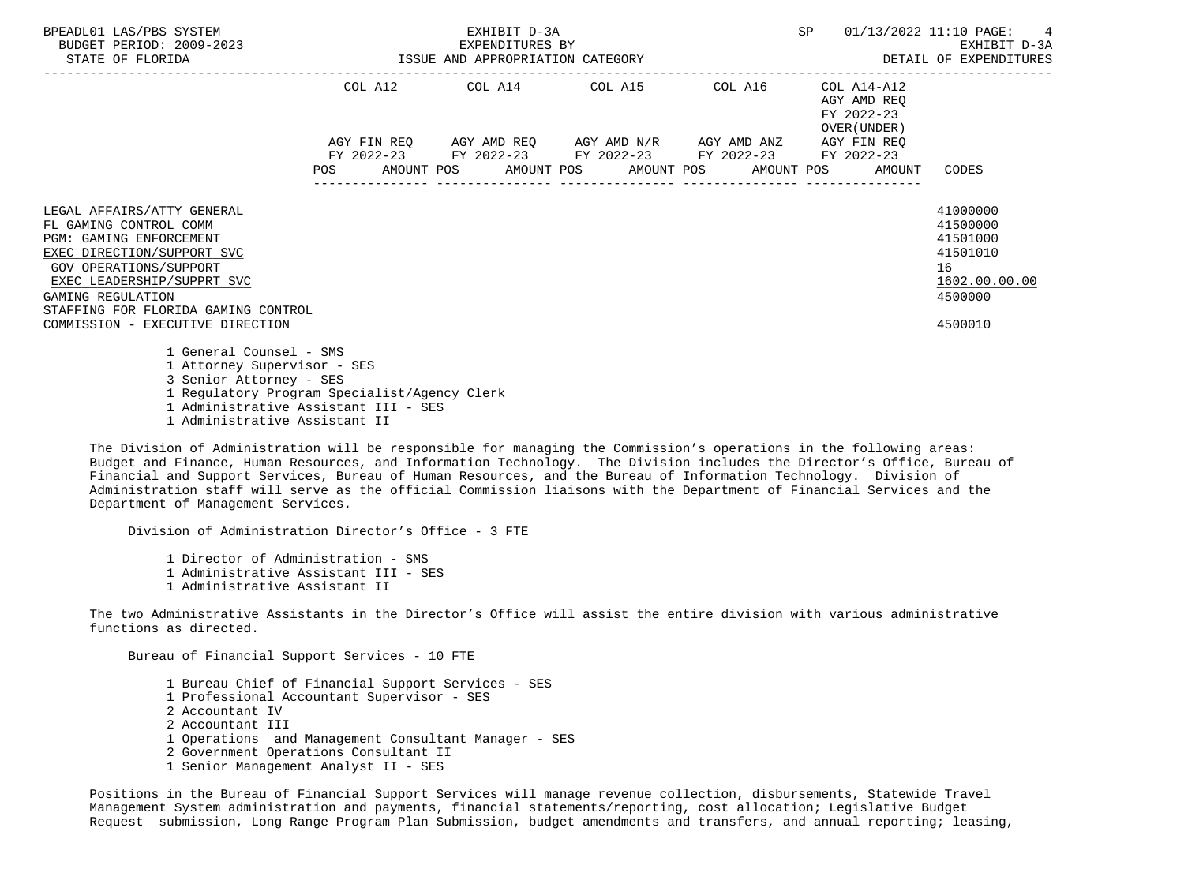| | COL A12 | COL A14 | COL A15 | COL A16 | COL A14-A12 AGY AMD REQ FY 2022-23 OVER(UNDER) | |
|---|---|---|---|---|---|---|
| | AGY FIN REQ FY 2022-23 | AGY AMD REQ FY 2022-23 | AGY AMD N/R FY 2022-23 | AGY AMD ANZ FY 2022-23 | AGY FIN REQ FY 2022-23 | |
| | POS AMOUNT | POS AMOUNT | POS AMOUNT | POS AMOUNT | POS AMOUNT | CODES |
| LEGAL AFFAIRS/ATTY GENERAL | | | | | | 41000000 |
| FL GAMING CONTROL COMM | | | | | | 41500000 |
| PGM: GAMING ENFORCEMENT | | | | | | 41501000 |
| EXEC DIRECTION/SUPPORT SVC | | | | | | 41501010 |
| GOV OPERATIONS/SUPPORT | | | | | | 16 |
| EXEC LEADERSHIP/SUPPRT SVC | | | | | | 1602.00.00.00 |
| GAMING REGULATION | | | | | | 4500000 |
| STAFFING FOR FLORIDA GAMING CONTROL COMMISSION - EXECUTIVE DIRECTION | | | | | | 4500010 |

- 1 General Counsel - SMS
- 1 Attorney Supervisor - SES
- 3 Senior Attorney - SES
- 1 Regulatory Program Specialist/Agency Clerk
- 1 Administrative Assistant III - SES
- 1 Administrative Assistant II

The Division of Administration will be responsible for managing the Commission's operations in the following areas: Budget and Finance, Human Resources, and Information Technology. The Division includes the Director's Office, Bureau of Financial and Support Services, Bureau of Human Resources, and the Bureau of Information Technology. Division of Administration staff will serve as the official Commission liaisons with the Department of Financial Services and the Department of Management Services.

Division of Administration Director's Office - 3 FTE

- 1 Director of Administration - SMS
- 1 Administrative Assistant III - SES
- 1 Administrative Assistant II

The two Administrative Assistants in the Director's Office will assist the entire division with various administrative functions as directed.

Bureau of Financial Support Services - 10 FTE

- 1 Bureau Chief of Financial Support Services - SES
- 1 Professional Accountant Supervisor - SES
- 2 Accountant IV
- 2 Accountant III
- 1 Operations and Management Consultant Manager - SES
- 2 Government Operations Consultant II
- 1 Senior Management Analyst II - SES

Positions in the Bureau of Financial Support Services will manage revenue collection, disbursements, Statewide Travel Management System administration and payments, financial statements/reporting, cost allocation; Legislative Budget Request submission, Long Range Program Plan Submission, budget amendments and transfers, and annual reporting; leasing,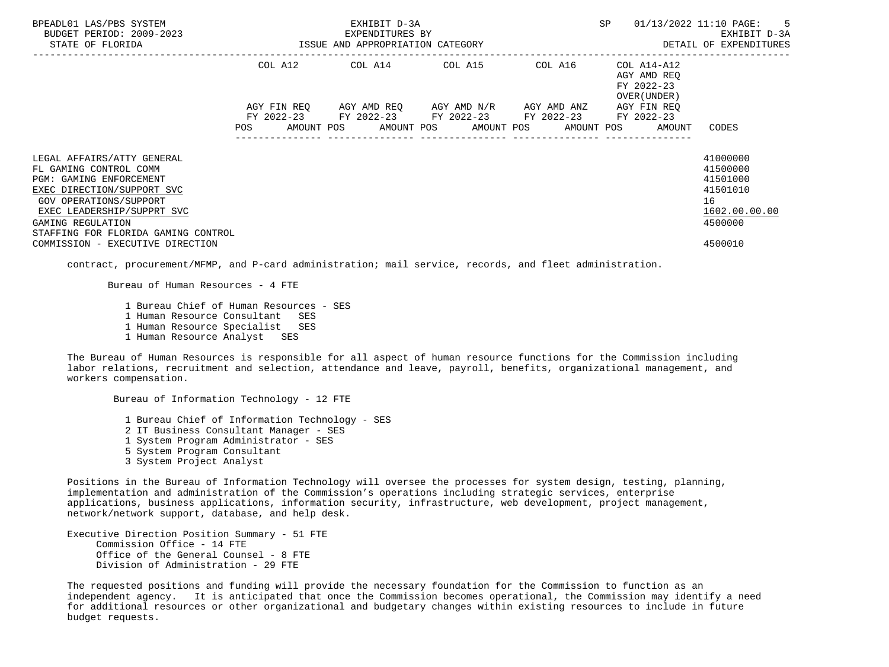| | COL A12 | COL A14 | COL A15 | COL A16 | COL A14-A12 AGY AMD REQ FY 2022-23 OVER(UNDER) | |
|---|---|---|---|---|---|---|
| | AGY FIN REQ FY 2022-23 | AGY AMD REQ FY 2022-23 | AGY AMD N/R FY 2022-23 | AGY AMD ANZ FY 2022-23 | AGY FIN REQ FY 2022-23 | |
| | POS AMOUNT | POS AMOUNT | POS AMOUNT | POS AMOUNT | POS AMOUNT | CODES |
| LEGAL AFFAIRS/ATTY GENERAL | | | | | | 41000000 |
| FL GAMING CONTROL COMM | | | | | | 41500000 |
| PGM: GAMING ENFORCEMENT | | | | | | 41501000 |
| EXEC DIRECTION/SUPPORT SVC | | | | | | 41501010 |
| GOV OPERATIONS/SUPPORT | | | | | | 16 |
| EXEC LEADERSHIP/SUPPRT SVC | | | | | | 1602.00.00.00 |
| GAMING REGULATION | | | | | | 4500000 |
| STAFFING FOR FLORIDA GAMING CONTROL COMMISSION - EXECUTIVE DIRECTION | | | | | | 4500010 |

contract, procurement/MFMP, and P-card administration; mail service, records, and fleet administration.

Bureau of Human Resources - 4 FTE

- 1 Bureau Chief of Human Resources - SES
- 1 Human Resource Consultant SES
- 1 Human Resource Specialist SES
- 1 Human Resource Analyst SES

The Bureau of Human Resources is responsible for all aspect of human resource functions for the Commission including labor relations, recruitment and selection, attendance and leave, payroll, benefits, organizational management, and workers compensation.

Bureau of Information Technology - 12 FTE

- 1 Bureau Chief of Information Technology - SES
- 2 IT Business Consultant Manager - SES
- 1 System Program Administrator - SES
- 5 System Program Consultant
- 3 System Project Analyst

Positions in the Bureau of Information Technology will oversee the processes for system design, testing, planning, implementation and administration of the Commission's operations including strategic services, enterprise applications, business applications, information security, infrastructure, web development, project management, network/network support, database, and help desk.

Executive Direction Position Summary - 51 FTE
- Commission Office - 14 FTE
- Office of the General Counsel - 8 FTE
- Division of Administration - 29 FTE

The requested positions and funding will provide the necessary foundation for the Commission to function as an independent agency. It is anticipated that once the Commission becomes operational, the Commission may identify a need for additional resources or other organizational and budgetary changes within existing resources to include in future budget requests.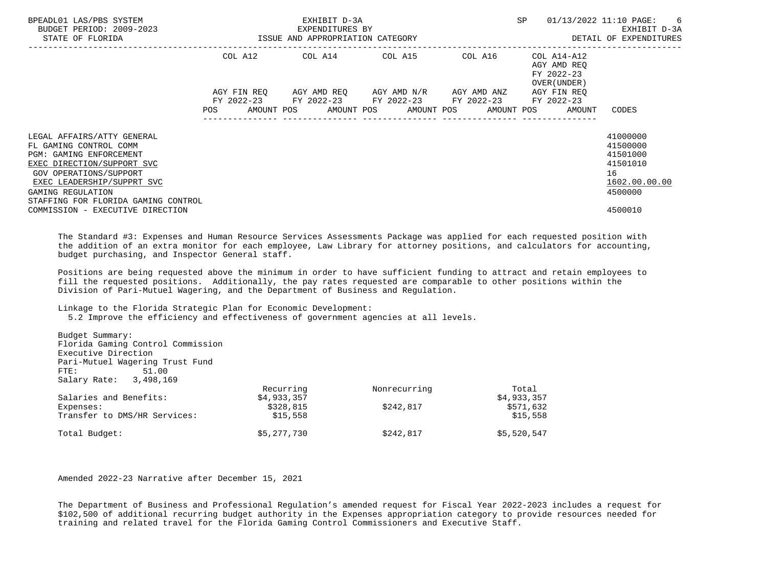| | COL A12 | | COL A14 | | COL A15 | | COL A16 | | COL A14-A12 AGY AMD REQ FY 2022-23 OVER(UNDER) | |
|---|---|---|---|---|---|---|---|---|---|---|
| | AGY FIN REQ FY 2022-23 | | AGY AMD REQ FY 2022-23 | | AGY AMD N/R FY 2022-23 | | AGY AMD ANZ FY 2022-23 | | AGY FIN REQ FY 2022-23 | |
| | POS | AMOUNT | POS | AMOUNT | POS | AMOUNT | POS | AMOUNT | POS | AMOUNT | CODES |

| | CODES |
|---|---|
| LEGAL AFFAIRS/ATTY GENERAL | 41000000 |
| FL GAMING CONTROL COMM | 41500000 |
| PGM: GAMING ENFORCEMENT | 41501000 |
| EXEC DIRECTION/SUPPORT SVC | 41501010 |
| GOV OPERATIONS/SUPPORT | 16 |
| EXEC LEADERSHIP/SUPPRT SVC | 1602.00.00.00 |
| GAMING REGULATION | 4500000 |
| STAFFING FOR FLORIDA GAMING CONTROL COMMISSION - EXECUTIVE DIRECTION | 4500010 |

The Standard #3: Expenses and Human Resource Services Assessments Package was applied for each requested position with the addition of an extra monitor for each employee, Law Library for attorney positions, and calculators for accounting, budget purchasing, and Inspector General staff.

Positions are being requested above the minimum in order to have sufficient funding to attract and retain employees to fill the requested positions. Additionally, the pay rates requested are comparable to other positions within the Division of Pari-Mutuel Wagering, and the Department of Business and Regulation.

Linkage to the Florida Strategic Plan for Economic Development:
5.2 Improve the efficiency and effectiveness of government agencies at all levels.

Budget Summary:
Florida Gaming Control Commission
Executive Direction
Pari-Mutuel Wagering Trust Fund
FTE: 51.00
Salary Rate: 3,498,169

| | Recurring | Nonrecurring | Total |
|---|---|---|---|
| Salaries and Benefits: | $4,933,357 | | $4,933,357 |
| Expenses: | $328,815 | $242,817 | $571,632 |
| Transfer to DMS/HR Services: | $15,558 | | $15,558 |
| Total Budget: | $5,277,730 | $242,817 | $5,520,547 |

Amended 2022-23 Narrative after December 15, 2021

The Department of Business and Professional Regulation's amended request for Fiscal Year 2022-2023 includes a request for $102,500 of additional recurring budget authority in the Expenses appropriation category to provide resources needed for training and related travel for the Florida Gaming Control Commissioners and Executive Staff.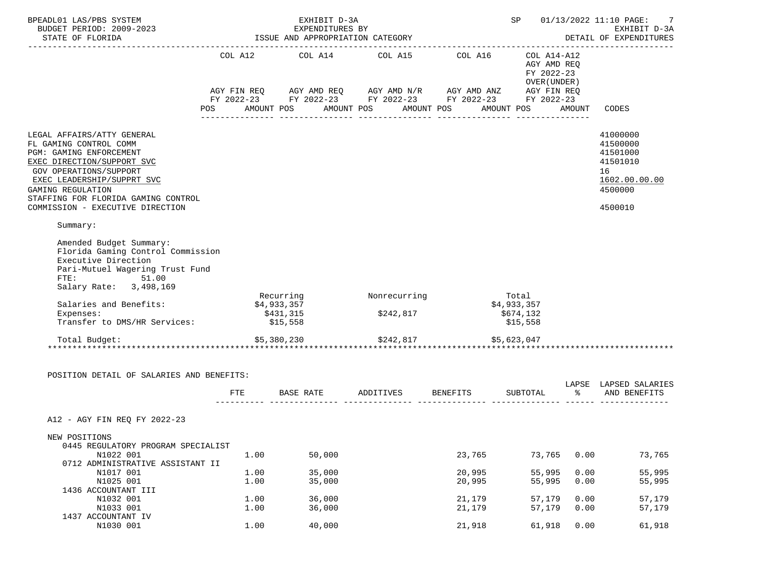BPEADL01 LAS/PBS SYSTEM | EXHIBIT D-3A | SP 01/13/2022 11:10
BUDGET PERIOD: 2009-2023 | EXPENDITURES BY | EXHIBIT D-3A
STATE OF FLORIDA | ISSUE AND APPROPRIATION CATEGORY | DETAIL OF EXPENDITURES

| | COL A12 AGY FIN REQ FY 2022-23 POS AMOUNT | COL A14 AGY AMD REQ FY 2022-23 POS AMOUNT | COL A15 AGY AMD N/R FY 2022-23 POS AMOUNT | COL A16 AGY AMD ANZ FY 2022-23 POS AMOUNT | COL A14-A12 AGY AMD REQ FY 2022-23 OVER(UNDER) AGY FIN REQ FY 2022-23 POS AMOUNT | CODES |
|---|---|---|---|---|---|---|
| LEGAL AFFAIRS/ATTY GENERAL | | | | | | 41000000 |
| FL GAMING CONTROL COMM | | | | | | 41500000 |
| PGM: GAMING ENFORCEMENT | | | | | | 41501000 |
| EXEC DIRECTION/SUPPORT SVC | | | | | | 41501010 |
| GOV OPERATIONS/SUPPORT | | | | | | 16 |
| EXEC LEADERSHIP/SUPPRT SVC | | | | | | 1602.00.00.00 |
| GAMING REGULATION | | | | | | 4500000 |
| STAFFING FOR FLORIDA GAMING CONTROL COMMISSION - EXECUTIVE DIRECTION | | | | | | 4500010 |

Summary:

Amended Budget Summary:
Florida Gaming Control Commission
Executive Direction
Pari-Mutuel Wagering Trust Fund
FTE: 51.00
Salary Rate: 3,498,169

| | Recurring | Nonrecurring | Total |
|---|---|---|---|
| Salaries and Benefits: | $4,933,357 | | $4,933,357 |
| Expenses: | $431,315 | $242,817 | $674,132 |
| Transfer to DMS/HR Services: | $15,558 | | $15,558 |
| Total Budget: | $5,380,230 | $242,817 | $5,623,047 |

*******************************************************************************************************

POSITION DETAIL OF SALARIES AND BENEFITS:

| | FTE | BASE RATE | ADDITIVES | BENEFITS | SUBTOTAL | LAPSE % | LAPSED SALARIES AND BENEFITS |
|---|---|---|---|---|---|---|---|
| A12 - AGY FIN REQ FY 2022-23 | | | | | | | |
| NEW POSITIONS | | | | | | | |
| 0445 REGULATORY PROGRAM SPECIALIST | | | | | | | |
| N1022 001 | 1.00 | 50,000 | | 23,765 | 73,765 | 0.00 | 73,765 |
| 0712 ADMINISTRATIVE ASSISTANT II | | | | | | | |
| N1017 001 | 1.00 | 35,000 | | 20,995 | 55,995 | 0.00 | 55,995 |
| N1025 001 | 1.00 | 35,000 | | 20,995 | 55,995 | 0.00 | 55,995 |
| 1436 ACCOUNTANT III | | | | | | | |
| N1032 001 | 1.00 | 36,000 | | 21,179 | 57,179 | 0.00 | 57,179 |
| N1033 001 | 1.00 | 36,000 | | 21,179 | 57,179 | 0.00 | 57,179 |
| 1437 ACCOUNTANT IV | | | | | | | |
| N1030 001 | 1.00 | 40,000 | | 21,918 | 61,918 | 0.00 | 61,918 |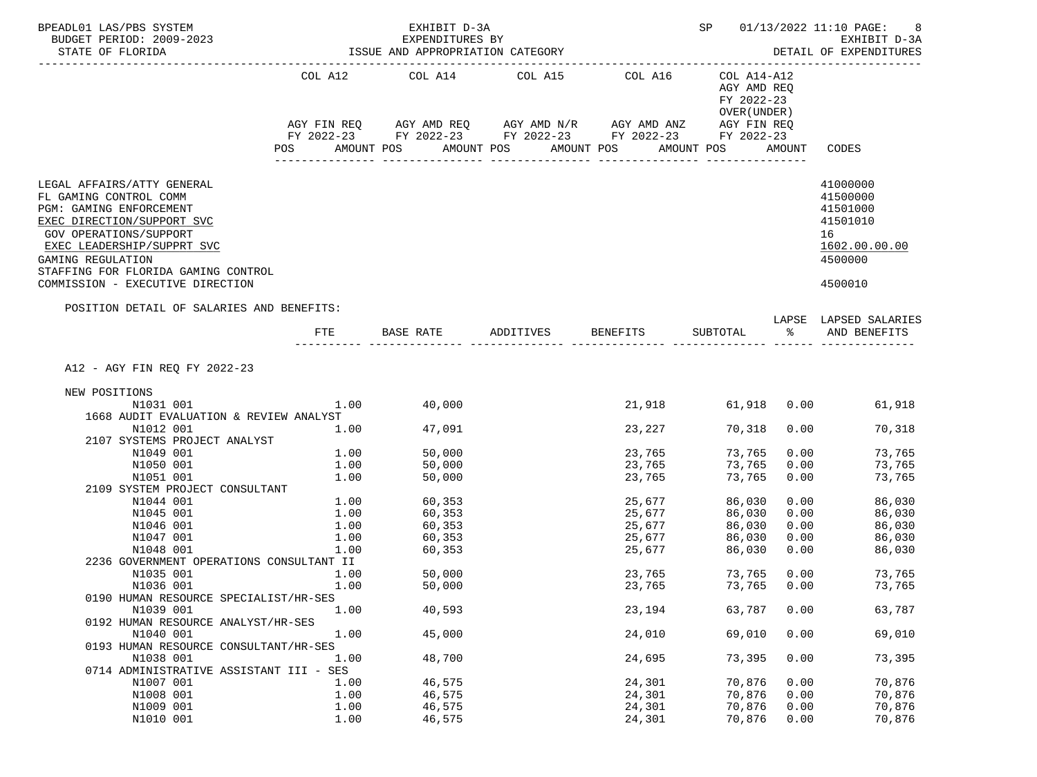BPEADL01 LAS/PBS SYSTEM — EXHIBIT D-3A — SP 01/13/2022 11:10

BUDGET PERIOD: 2009-2023 — EXPENDITURES BY — EXHIBIT D-3A

STATE OF FLORIDA — ISSUE AND APPROPRIATION CATEGORY — DETAIL OF EXPENDITURES

| | COL A12 AGY FIN REQ FY 2022-23 POS AMOUNT | COL A14 AGY AMD REQ FY 2022-23 POS AMOUNT | COL A15 AGY AMD N/R FY 2022-23 POS AMOUNT | COL A16 AGY AMD ANZ FY 2022-23 POS AMOUNT | COL A14-A12 AGY AMD REQ FY 2022-23 OVER(UNDER) AGY FIN REQ FY 2022-23 POS AMOUNT | CODES |
|---|---|---|---|---|---|---|
| LEGAL AFFAIRS/ATTY GENERAL | | | | | | 41000000 |
| FL GAMING CONTROL COMM | | | | | | 41500000 |
| PGM: GAMING ENFORCEMENT | | | | | | 41501000 |
| EXEC DIRECTION/SUPPORT SVC | | | | | | 41501010 |
| GOV OPERATIONS/SUPPORT | | | | | | 16 |
| EXEC LEADERSHIP/SUPPRT SVC | | | | | | 1602.00.00.00 |
| GAMING REGULATION | | | | | | 4500000 |
| STAFFING FOR FLORIDA GAMING CONTROL COMMISSION - EXECUTIVE DIRECTION | | | | | | 4500010 |

POSITION DETAIL OF SALARIES AND BENEFITS:

| | FTE | BASE RATE | ADDITIVES | BENEFITS | SUBTOTAL | LAPSE % | LAPSED SALARIES AND BENEFITS |
|---|---|---|---|---|---|---|---|
| **A12 - AGY FIN REQ FY 2022-23** | | | | | | | |
| NEW POSITIONS | | | | | | | |
| N1031 001 | 1.00 | 40,000 | | 21,918 | 61,918 | 0.00 | 61,918 |
| 1668 AUDIT EVALUATION & REVIEW ANALYST | | | | | | | |
| N1012 001 | 1.00 | 47,091 | | 23,227 | 70,318 | 0.00 | 70,318 |
| 2107 SYSTEMS PROJECT ANALYST | | | | | | | |
| N1049 001 | 1.00 | 50,000 | | 23,765 | 73,765 | 0.00 | 73,765 |
| N1050 001 | 1.00 | 50,000 | | 23,765 | 73,765 | 0.00 | 73,765 |
| N1051 001 | 1.00 | 50,000 | | 23,765 | 73,765 | 0.00 | 73,765 |
| 2109 SYSTEM PROJECT CONSULTANT | | | | | | | |
| N1044 001 | 1.00 | 60,353 | | 25,677 | 86,030 | 0.00 | 86,030 |
| N1045 001 | 1.00 | 60,353 | | 25,677 | 86,030 | 0.00 | 86,030 |
| N1046 001 | 1.00 | 60,353 | | 25,677 | 86,030 | 0.00 | 86,030 |
| N1047 001 | 1.00 | 60,353 | | 25,677 | 86,030 | 0.00 | 86,030 |
| N1048 001 | 1.00 | 60,353 | | 25,677 | 86,030 | 0.00 | 86,030 |
| 2236 GOVERNMENT OPERATIONS CONSULTANT II | | | | | | | |
| N1035 001 | 1.00 | 50,000 | | 23,765 | 73,765 | 0.00 | 73,765 |
| N1036 001 | 1.00 | 50,000 | | 23,765 | 73,765 | 0.00 | 73,765 |
| 0190 HUMAN RESOURCE SPECIALIST/HR-SES | | | | | | | |
| N1039 001 | 1.00 | 40,593 | | 23,194 | 63,787 | 0.00 | 63,787 |
| 0192 HUMAN RESOURCE ANALYST/HR-SES | | | | | | | |
| N1040 001 | 1.00 | 45,000 | | 24,010 | 69,010 | 0.00 | 69,010 |
| 0193 HUMAN RESOURCE CONSULTANT/HR-SES | | | | | | | |
| N1038 001 | 1.00 | 48,700 | | 24,695 | 73,395 | 0.00 | 73,395 |
| 0714 ADMINISTRATIVE ASSISTANT III - SES | | | | | | | |
| N1007 001 | 1.00 | 46,575 | | 24,301 | 70,876 | 0.00 | 70,876 |
| N1008 001 | 1.00 | 46,575 | | 24,301 | 70,876 | 0.00 | 70,876 |
| N1009 001 | 1.00 | 46,575 | | 24,301 | 70,876 | 0.00 | 70,876 |
| N1010 001 | 1.00 | 46,575 | | 24,301 | 70,876 | 0.00 | 70,876 |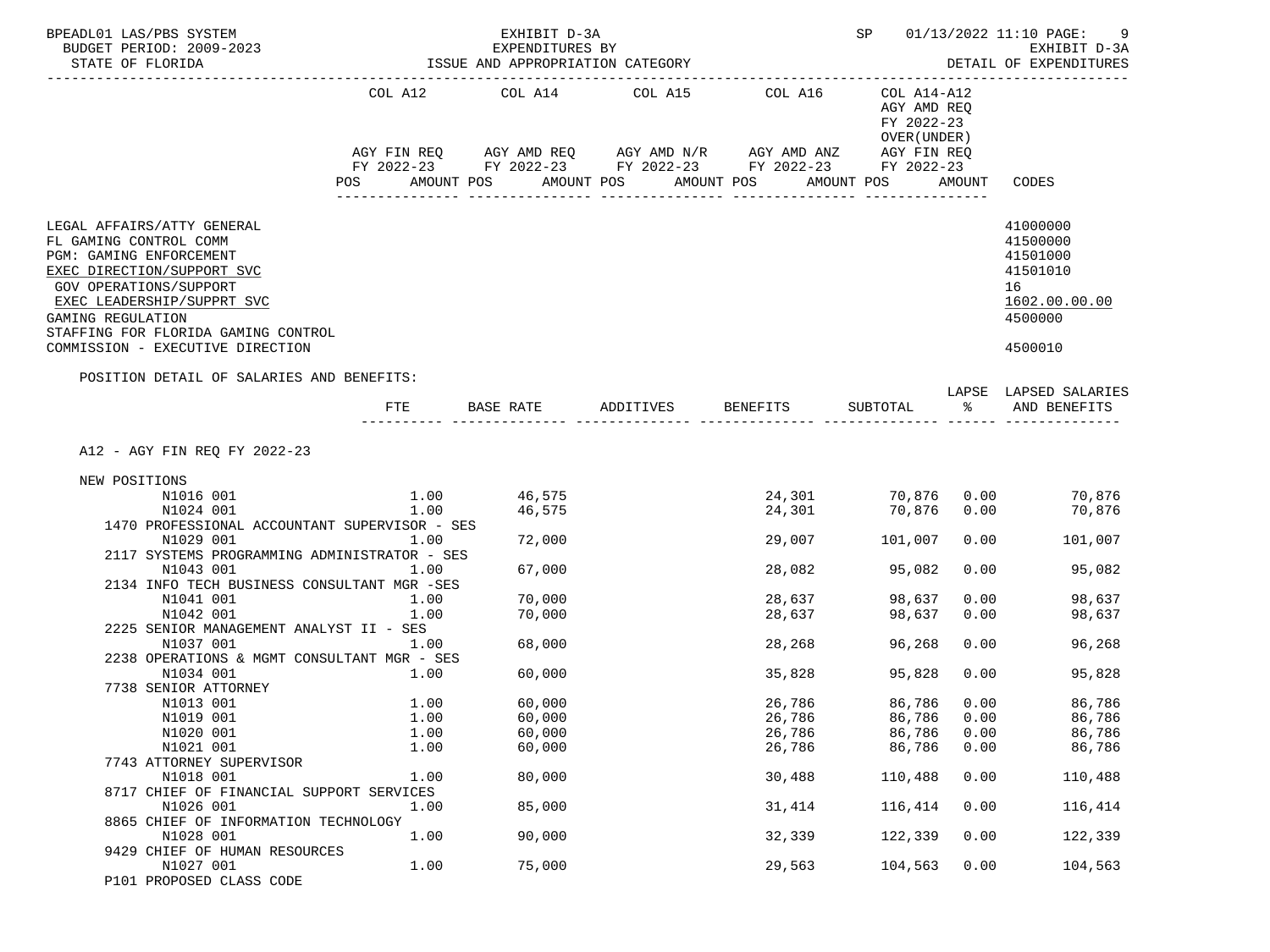BPEADL01 LAS/PBS SYSTEM — EXHIBIT D-3A — SP 01/13/2022 11:10

BUDGET PERIOD: 2009-2023 — EXPENDITURES BY — EXHIBIT D-3A

STATE OF FLORIDA — ISSUE AND APPROPRIATION CATEGORY — DETAIL OF EXPENDITURES

| | COL A12 AGY FIN REQ FY 2022-23 POS AMOUNT | COL A14 AGY AMD REQ FY 2022-23 POS AMOUNT | COL A15 AGY AMD N/R FY 2022-23 POS AMOUNT | COL A16 AGY AMD ANZ FY 2022-23 POS AMOUNT | COL A14-A12 AGY AMD REQ FY 2022-23 OVER(UNDER) AGY FIN REQ FY 2022-23 POS AMOUNT | CODES |
|---|---|---|---|---|---|---|
| LEGAL AFFAIRS/ATTY GENERAL | | | | | | 41000000 |
| FL GAMING CONTROL COMM | | | | | | 41500000 |
| PGM: GAMING ENFORCEMENT | | | | | | 41501000 |
| EXEC DIRECTION/SUPPORT SVC | | | | | | 41501010 |
| GOV OPERATIONS/SUPPORT | | | | | | 16 |
| EXEC LEADERSHIP/SUPPRT SVC | | | | | | 1602.00.00.00 |
| GAMING REGULATION | | | | | | 4500000 |
| STAFFING FOR FLORIDA GAMING CONTROL COMMISSION - EXECUTIVE DIRECTION | | | | | | 4500010 |

POSITION DETAIL OF SALARIES AND BENEFITS:

| | FTE | BASE RATE | ADDITIVES | BENEFITS | SUBTOTAL | LAPSE % | LAPSED SALARIES AND BENEFITS |
|---|---|---|---|---|---|---|---|
| A12 - AGY FIN REQ FY 2022-23 | | | | | | | |
| NEW POSITIONS | | | | | | | |
| N1016 001 | 1.00 | 46,575 | | 24,301 | 70,876 | 0.00 | 70,876 |
| N1024 001 | 1.00 | 46,575 | | 24,301 | 70,876 | 0.00 | 70,876 |
| 1470 PROFESSIONAL ACCOUNTANT SUPERVISOR - SES | | | | | | | |
| N1029 001 | 1.00 | 72,000 | | 29,007 | 101,007 | 0.00 | 101,007 |
| 2117 SYSTEMS PROGRAMMING ADMINISTRATOR - SES | | | | | | | |
| N1043 001 | 1.00 | 67,000 | | 28,082 | 95,082 | 0.00 | 95,082 |
| 2134 INFO TECH BUSINESS CONSULTANT MGR -SES | | | | | | | |
| N1041 001 | 1.00 | 70,000 | | 28,637 | 98,637 | 0.00 | 98,637 |
| N1042 001 | 1.00 | 70,000 | | 28,637 | 98,637 | 0.00 | 98,637 |
| 2225 SENIOR MANAGEMENT ANALYST II - SES | | | | | | | |
| N1037 001 | 1.00 | 68,000 | | 28,268 | 96,268 | 0.00 | 96,268 |
| 2238 OPERATIONS & MGMT CONSULTANT MGR - SES | | | | | | | |
| N1034 001 | 1.00 | 60,000 | | 35,828 | 95,828 | 0.00 | 95,828 |
| 7738 SENIOR ATTORNEY | | | | | | | |
| N1013 001 | 1.00 | 60,000 | | 26,786 | 86,786 | 0.00 | 86,786 |
| N1019 001 | 1.00 | 60,000 | | 26,786 | 86,786 | 0.00 | 86,786 |
| N1020 001 | 1.00 | 60,000 | | 26,786 | 86,786 | 0.00 | 86,786 |
| N1021 001 | 1.00 | 60,000 | | 26,786 | 86,786 | 0.00 | 86,786 |
| 7743 ATTORNEY SUPERVISOR | | | | | | | |
| N1018 001 | 1.00 | 80,000 | | 30,488 | 110,488 | 0.00 | 110,488 |
| 8717 CHIEF OF FINANCIAL SUPPORT SERVICES | | | | | | | |
| N1026 001 | 1.00 | 85,000 | | 31,414 | 116,414 | 0.00 | 116,414 |
| 8865 CHIEF OF INFORMATION TECHNOLOGY | | | | | | | |
| N1028 001 | 1.00 | 90,000 | | 32,339 | 122,339 | 0.00 | 122,339 |
| 9429 CHIEF OF HUMAN RESOURCES | | | | | | | |
| N1027 001 | 1.00 | 75,000 | | 29,563 | 104,563 | 0.00 | 104,563 |
| P101 PROPOSED CLASS CODE | | | | | | | |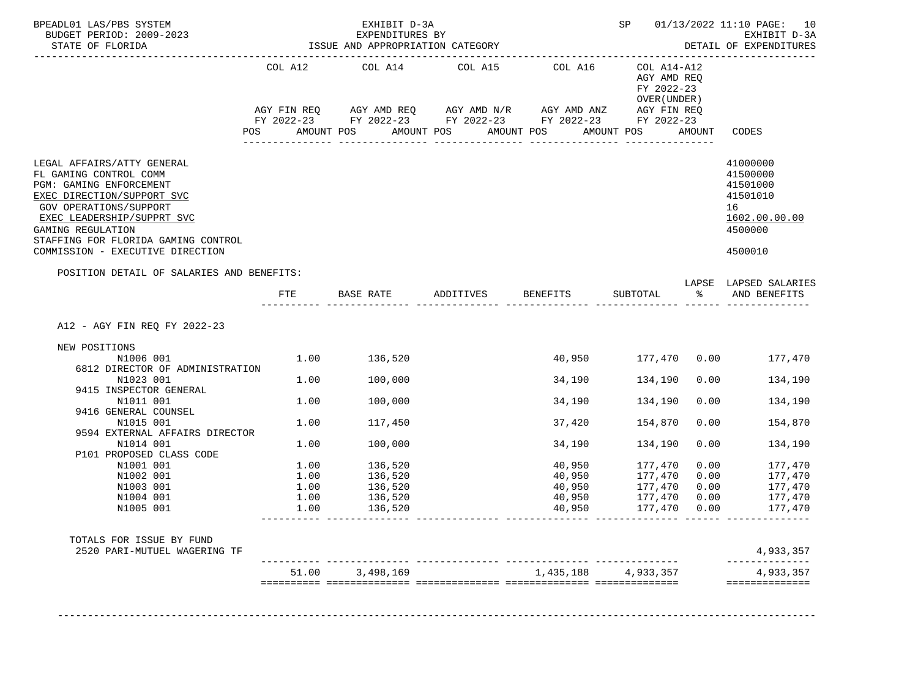BPEADL01 LAS/PBS SYSTEM | EXHIBIT D-3A | SP 01/13/2022 11:10

BUDGET PERIOD: 2009-2023 | EXPENDITURES BY | EXHIBIT D-3A

STATE OF FLORIDA | ISSUE AND APPROPRIATION CATEGORY | DETAIL OF EXPENDITURES

| | COL A12 AGY FIN REQ FY 2022-23 POS AMOUNT | COL A14 AGY AMD REQ FY 2022-23 POS AMOUNT | COL A15 AGY AMD N/R FY 2022-23 POS AMOUNT | COL A16 AGY AMD ANZ FY 2022-23 POS AMOUNT | COL A14-A12 AGY AMD REQ FY 2022-23 OVER(UNDER) AGY FIN REQ FY 2022-23 POS AMOUNT | CODES |
|---|---|---|---|---|---|---|
| LEGAL AFFAIRS/ATTY GENERAL | | | | | | 41000000 |
| FL GAMING CONTROL COMM | | | | | | 41500000 |
| PGM: GAMING ENFORCEMENT | | | | | | 41501000 |
| EXEC DIRECTION/SUPPORT SVC | | | | | | 41501010 |
| GOV OPERATIONS/SUPPORT | | | | | | 16 |
| EXEC LEADERSHIP/SUPPRT SVC | | | | | | 1602.00.00.00 |
| GAMING REGULATION | | | | | | 4500000 |
| STAFFING FOR FLORIDA GAMING CONTROL COMMISSION - EXECUTIVE DIRECTION | | | | | | 4500010 |

POSITION DETAIL OF SALARIES AND BENEFITS:

| | FTE | BASE RATE | ADDITIVES | BENEFITS | SUBTOTAL | LAPSE % | LAPSED SALARIES AND BENEFITS |
|---|---|---|---|---|---|---|---|
| A12 - AGY FIN REQ FY 2022-23 | | | | | | | |
| NEW POSITIONS | | | | | | | |
| N1006 001 | 1.00 | 136,520 | | 40,950 | 177,470 | 0.00 | 177,470 |
| 6812 DIRECTOR OF ADMINISTRATION | | | | | | | |
| N1023 001 | 1.00 | 100,000 | | 34,190 | 134,190 | 0.00 | 134,190 |
| 9415 INSPECTOR GENERAL | | | | | | | |
| N1011 001 | 1.00 | 100,000 | | 34,190 | 134,190 | 0.00 | 134,190 |
| 9416 GENERAL COUNSEL | | | | | | | |
| N1015 001 | 1.00 | 117,450 | | 37,420 | 154,870 | 0.00 | 154,870 |
| 9594 EXTERNAL AFFAIRS DIRECTOR | | | | | | | |
| N1014 001 | 1.00 | 100,000 | | 34,190 | 134,190 | 0.00 | 134,190 |
| P101 PROPOSED CLASS CODE | | | | | | | |
| N1001 001 | 1.00 | 136,520 | | 40,950 | 177,470 | 0.00 | 177,470 |
| N1002 001 | 1.00 | 136,520 | | 40,950 | 177,470 | 0.00 | 177,470 |
| N1003 001 | 1.00 | 136,520 | | 40,950 | 177,470 | 0.00 | 177,470 |
| N1004 001 | 1.00 | 136,520 | | 40,950 | 177,470 | 0.00 | 177,470 |
| N1005 001 | 1.00 | 136,520 | | 40,950 | 177,470 | 0.00 | 177,470 |
| TOTALS FOR ISSUE BY FUND | | | | | | | |
| 2520 PARI-MUTUEL WAGERING TF | | | | | | | 4,933,357 |
| | 51.00 | 3,498,169 | | 1,435,188 | 4,933,357 | | 4,933,357 |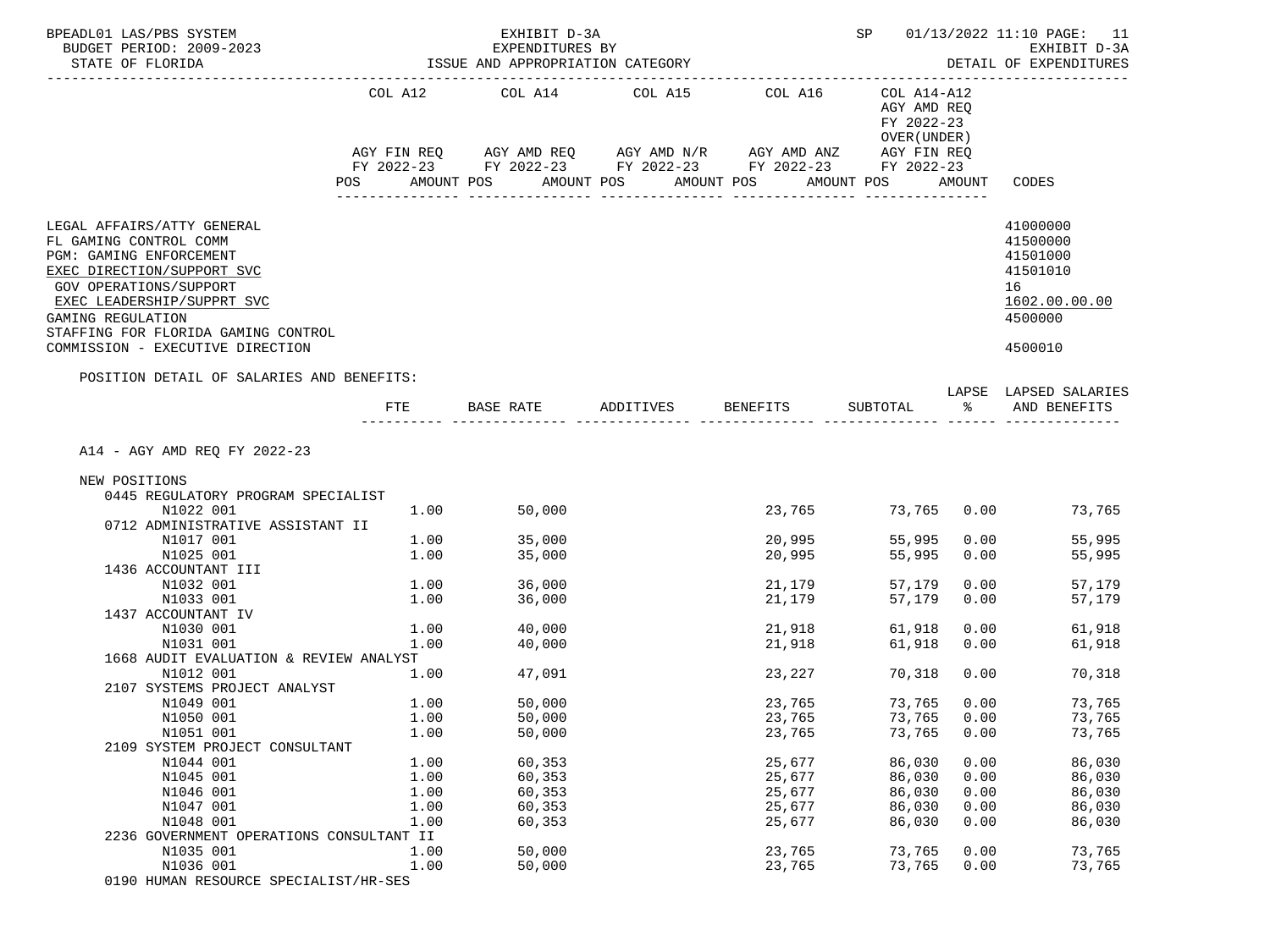BPEADL01 LAS/PBS SYSTEM — EXHIBIT D-3A — SP 01/13/2022 11:10

BUDGET PERIOD: 2009-2023 — EXPENDITURES BY ISSUE AND APPROPRIATION CATEGORY — EXHIBIT D-3A

STATE OF FLORIDA — DETAIL OF EXPENDITURES

| | COL A12 AGY FIN REQ FY 2022-23 POS AMOUNT | COL A14 AGY AMD REQ FY 2022-23 POS AMOUNT | COL A15 AGY AMD N/R FY 2022-23 POS AMOUNT | COL A16 AGY AMD ANZ FY 2022-23 POS AMOUNT | COL A14-A12 AGY AMD REQ FY 2022-23 OVER(UNDER) AGY FIN REQ FY 2022-23 POS AMOUNT | CODES |
|---|---|---|---|---|---|---|
| LEGAL AFFAIRS/ATTY GENERAL | | | | | | 41000000 |
| FL GAMING CONTROL COMM | | | | | | 41500000 |
| PGM: GAMING ENFORCEMENT | | | | | | 41501000 |
| EXEC DIRECTION/SUPPORT SVC | | | | | | 41501010 |
| GOV OPERATIONS/SUPPORT | | | | | | 16 |
| EXEC LEADERSHIP/SUPPRT SVC | | | | | | 1602.00.00.00 |
| GAMING REGULATION | | | | | | 4500000 |
| STAFFING FOR FLORIDA GAMING CONTROL COMMISSION - EXECUTIVE DIRECTION | | | | | | 4500010 |

POSITION DETAIL OF SALARIES AND BENEFITS:

| | FTE | BASE RATE | ADDITIVES | BENEFITS | SUBTOTAL | LAPSE % | LAPSED SALARIES AND BENEFITS |
|---|---|---|---|---|---|---|---|
| A14 - AGY AMD REQ FY 2022-23 | | | | | | | |
| NEW POSITIONS | | | | | | | |
| 0445 REGULATORY PROGRAM SPECIALIST | | | | | | | |
| N1022 001 | 1.00 | 50,000 | | 23,765 | 73,765 | 0.00 | 73,765 |
| 0712 ADMINISTRATIVE ASSISTANT II | | | | | | | |
| N1017 001 | 1.00 | 35,000 | | 20,995 | 55,995 | 0.00 | 55,995 |
| N1025 001 | 1.00 | 35,000 | | 20,995 | 55,995 | 0.00 | 55,995 |
| 1436 ACCOUNTANT III | | | | | | | |
| N1032 001 | 1.00 | 36,000 | | 21,179 | 57,179 | 0.00 | 57,179 |
| N1033 001 | 1.00 | 36,000 | | 21,179 | 57,179 | 0.00 | 57,179 |
| 1437 ACCOUNTANT IV | | | | | | | |
| N1030 001 | 1.00 | 40,000 | | 21,918 | 61,918 | 0.00 | 61,918 |
| N1031 001 | 1.00 | 40,000 | | 21,918 | 61,918 | 0.00 | 61,918 |
| 1668 AUDIT EVALUATION & REVIEW ANALYST | | | | | | | |
| N1012 001 | 1.00 | 47,091 | | 23,227 | 70,318 | 0.00 | 70,318 |
| 2107 SYSTEMS PROJECT ANALYST | | | | | | | |
| N1049 001 | 1.00 | 50,000 | | 23,765 | 73,765 | 0.00 | 73,765 |
| N1050 001 | 1.00 | 50,000 | | 23,765 | 73,765 | 0.00 | 73,765 |
| N1051 001 | 1.00 | 50,000 | | 23,765 | 73,765 | 0.00 | 73,765 |
| 2109 SYSTEM PROJECT CONSULTANT | | | | | | | |
| N1044 001 | 1.00 | 60,353 | | 25,677 | 86,030 | 0.00 | 86,030 |
| N1045 001 | 1.00 | 60,353 | | 25,677 | 86,030 | 0.00 | 86,030 |
| N1046 001 | 1.00 | 60,353 | | 25,677 | 86,030 | 0.00 | 86,030 |
| N1047 001 | 1.00 | 60,353 | | 25,677 | 86,030 | 0.00 | 86,030 |
| N1048 001 | 1.00 | 60,353 | | 25,677 | 86,030 | 0.00 | 86,030 |
| 2236 GOVERNMENT OPERATIONS CONSULTANT II | | | | | | | |
| N1035 001 | 1.00 | 50,000 | | 23,765 | 73,765 | 0.00 | 73,765 |
| N1036 001 | 1.00 | 50,000 | | 23,765 | 73,765 | 0.00 | 73,765 |
| 0190 HUMAN RESOURCE SPECIALIST/HR-SES | | | | | | | |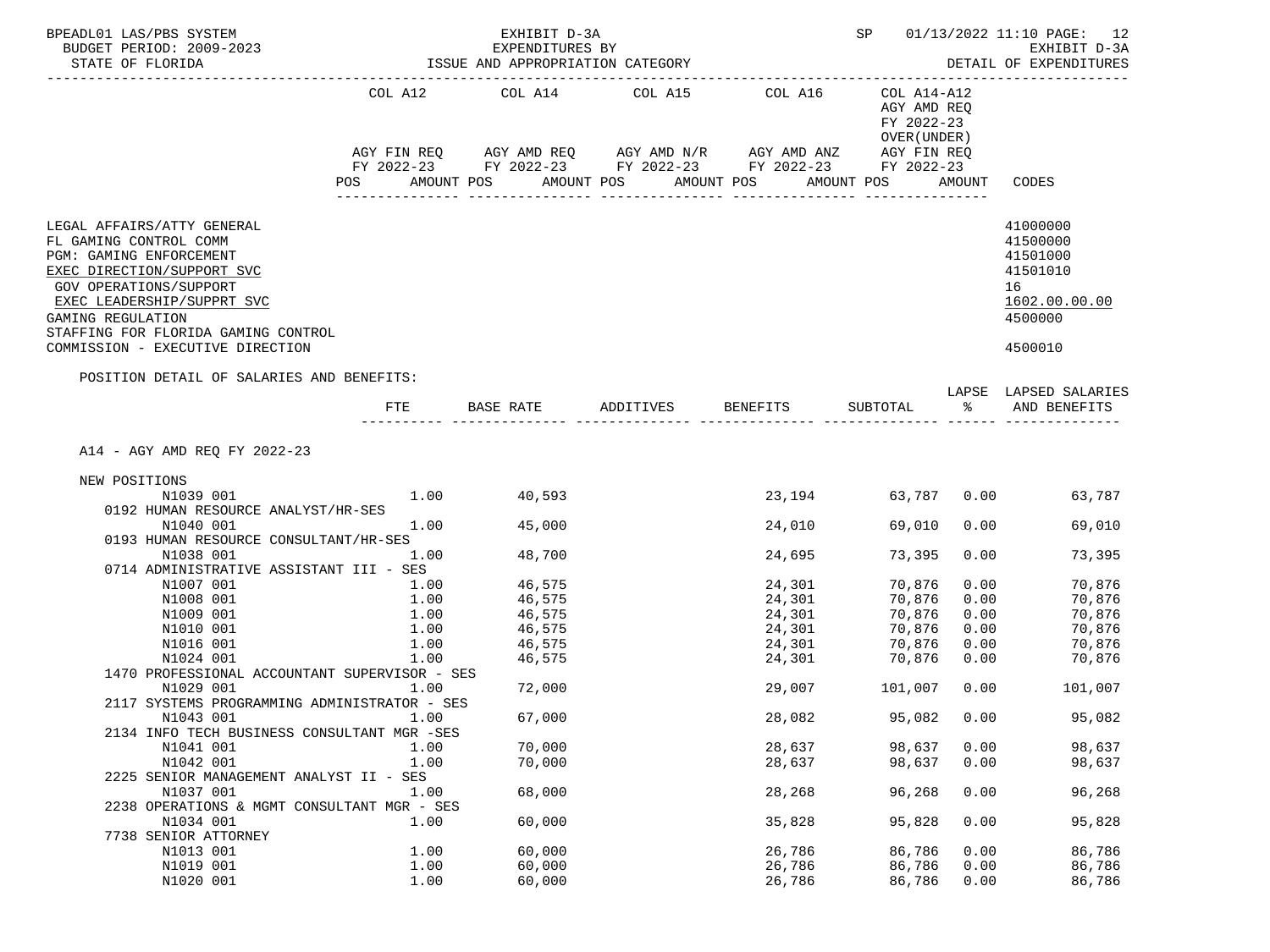BPEADL01 LAS/PBS SYSTEM — EXHIBIT D-3A — EXPENDITURES BY ISSUE AND APPROPRIATION CATEGORY — SP 01/13/2022 11:10

BUDGET PERIOD: 2009-2023 — EXHIBIT D-3A

STATE OF FLORIDA — DETAIL OF EXPENDITURES

| | COL A12 AGY FIN REQ FY 2022-23 POS AMOUNT | COL A14 AGY AMD REQ FY 2022-23 POS AMOUNT | COL A15 AGY AMD N/R FY 2022-23 POS AMOUNT | COL A16 AGY AMD ANZ FY 2022-23 POS AMOUNT | COL A14-A12 AGY AMD REQ FY 2022-23 OVER(UNDER) AGY FIN REQ FY 2022-23 POS AMOUNT | CODES |
|---|---|---|---|---|---|---|
| LEGAL AFFAIRS/ATTY GENERAL | | | | | | 41000000 |
| FL GAMING CONTROL COMM | | | | | | 41500000 |
| PGM: GAMING ENFORCEMENT | | | | | | 41501000 |
| EXEC DIRECTION/SUPPORT SVC | | | | | | 41501010 |
| GOV OPERATIONS/SUPPORT | | | | | | 16 |
| EXEC LEADERSHIP/SUPPRT SVC | | | | | | 1602.00.00.00 |
| GAMING REGULATION | | | | | | 4500000 |
| STAFFING FOR FLORIDA GAMING CONTROL COMMISSION - EXECUTIVE DIRECTION | | | | | | 4500010 |

POSITION DETAIL OF SALARIES AND BENEFITS:

| | FTE | BASE RATE | ADDITIVES | BENEFITS | SUBTOTAL | LAPSE % | LAPSED SALARIES AND BENEFITS |
|---|---|---|---|---|---|---|---|
| A14 - AGY AMD REQ FY 2022-23 | | | | | | | |
| NEW POSITIONS | | | | | | | |
| N1039 001 | 1.00 | 40,593 | | 23,194 | 63,787 | 0.00 | 63,787 |
| 0192 HUMAN RESOURCE ANALYST/HR-SES | | | | | | | |
| N1040 001 | 1.00 | 45,000 | | 24,010 | 69,010 | 0.00 | 69,010 |
| 0193 HUMAN RESOURCE CONSULTANT/HR-SES | | | | | | | |
| N1038 001 | 1.00 | 48,700 | | 24,695 | 73,395 | 0.00 | 73,395 |
| 0714 ADMINISTRATIVE ASSISTANT III - SES | | | | | | | |
| N1007 001 | 1.00 | 46,575 | | 24,301 | 70,876 | 0.00 | 70,876 |
| N1008 001 | 1.00 | 46,575 | | 24,301 | 70,876 | 0.00 | 70,876 |
| N1009 001 | 1.00 | 46,575 | | 24,301 | 70,876 | 0.00 | 70,876 |
| N1010 001 | 1.00 | 46,575 | | 24,301 | 70,876 | 0.00 | 70,876 |
| N1016 001 | 1.00 | 46,575 | | 24,301 | 70,876 | 0.00 | 70,876 |
| N1024 001 | 1.00 | 46,575 | | 24,301 | 70,876 | 0.00 | 70,876 |
| 1470 PROFESSIONAL ACCOUNTANT SUPERVISOR - SES | | | | | | | |
| N1029 001 | 1.00 | 72,000 | | 29,007 | 101,007 | 0.00 | 101,007 |
| 2117 SYSTEMS PROGRAMMING ADMINISTRATOR - SES | | | | | | | |
| N1043 001 | 1.00 | 67,000 | | 28,082 | 95,082 | 0.00 | 95,082 |
| 2134 INFO TECH BUSINESS CONSULTANT MGR -SES | | | | | | | |
| N1041 001 | 1.00 | 70,000 | | 28,637 | 98,637 | 0.00 | 98,637 |
| N1042 001 | 1.00 | 70,000 | | 28,637 | 98,637 | 0.00 | 98,637 |
| 2225 SENIOR MANAGEMENT ANALYST II - SES | | | | | | | |
| N1037 001 | 1.00 | 68,000 | | 28,268 | 96,268 | 0.00 | 96,268 |
| 2238 OPERATIONS & MGMT CONSULTANT MGR - SES | | | | | | | |
| N1034 001 | 1.00 | 60,000 | | 35,828 | 95,828 | 0.00 | 95,828 |
| 7738 SENIOR ATTORNEY | | | | | | | |
| N1013 001 | 1.00 | 60,000 | | 26,786 | 86,786 | 0.00 | 86,786 |
| N1019 001 | 1.00 | 60,000 | | 26,786 | 86,786 | 0.00 | 86,786 |
| N1020 001 | 1.00 | 60,000 | | 26,786 | 86,786 | 0.00 | 86,786 |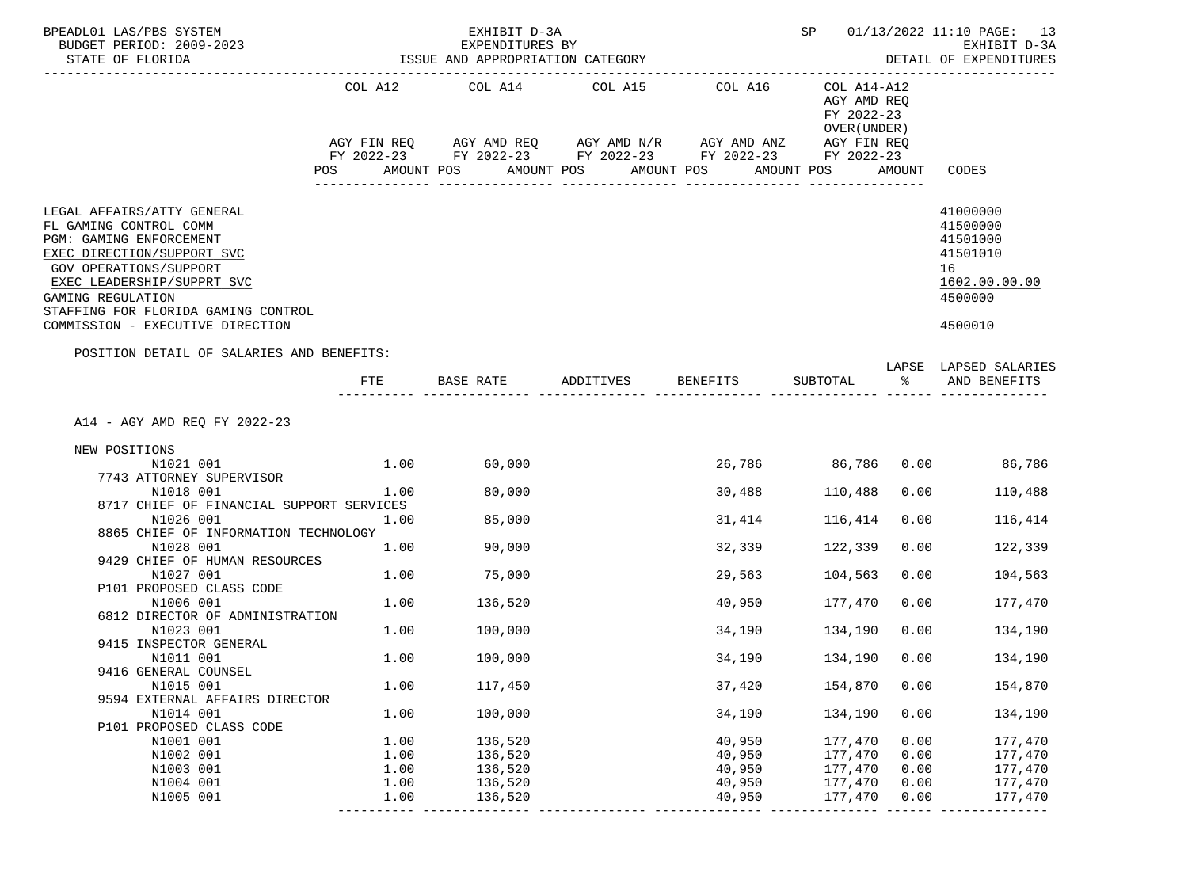BPEADL01 LAS/PBS SYSTEM — EXHIBIT D-3A — SP 01/13/2022 11:10

BUDGET PERIOD: 2009-2023 — EXPENDITURES BY — EXHIBIT D-3A

STATE OF FLORIDA — ISSUE AND APPROPRIATION CATEGORY — DETAIL OF EXPENDITURES

| | COL A12 | COL A14 | COL A15 | COL A16 | COL A14-A12 | |
|---|---|---|---|---|---|---|
| | | | | | AGY AMD REQ FY 2022-23 OVER(UNDER) | |
| | AGY FIN REQ FY 2022-23 | AGY AMD REQ FY 2022-23 | AGY AMD N/R FY 2022-23 | AGY AMD ANZ FY 2022-23 | AGY FIN REQ FY 2022-23 | |
| | POS AMOUNT | POS AMOUNT | POS AMOUNT | POS AMOUNT | POS AMOUNT | CODES |

| | CODES |
|---|---|
| LEGAL AFFAIRS/ATTY GENERAL | 41000000 |
| FL GAMING CONTROL COMM | 41500000 |
| PGM: GAMING ENFORCEMENT | 41501000 |
| EXEC DIRECTION/SUPPORT SVC | 41501010 |
| GOV OPERATIONS/SUPPORT | 16 |
| EXEC LEADERSHIP/SUPPRT SVC | 1602.00.00.00 |
| GAMING REGULATION | 4500000 |
| STAFFING FOR FLORIDA GAMING CONTROL COMMISSION - EXECUTIVE DIRECTION | 4500010 |

POSITION DETAIL OF SALARIES AND BENEFITS:

| | FTE | BASE RATE | ADDITIVES | BENEFITS | SUBTOTAL | LAPSE % | LAPSED SALARIES AND BENEFITS |
|---|---|---|---|---|---|---|---|
| A14 - AGY AMD REQ FY 2022-23 | | | | | | | |
| NEW POSITIONS | | | | | | | |
| N1021 001 | 1.00 | 60,000 | | 26,786 | 86,786 | 0.00 | 86,786 |
| 7743 ATTORNEY SUPERVISOR | | | | | | | |
| N1018 001 | 1.00 | 80,000 | | 30,488 | 110,488 | 0.00 | 110,488 |
| 8717 CHIEF OF FINANCIAL SUPPORT SERVICES | | | | | | | |
| N1026 001 | 1.00 | 85,000 | | 31,414 | 116,414 | 0.00 | 116,414 |
| 8865 CHIEF OF INFORMATION TECHNOLOGY | | | | | | | |
| N1028 001 | 1.00 | 90,000 | | 32,339 | 122,339 | 0.00 | 122,339 |
| 9429 CHIEF OF HUMAN RESOURCES | | | | | | | |
| N1027 001 | 1.00 | 75,000 | | 29,563 | 104,563 | 0.00 | 104,563 |
| P101 PROPOSED CLASS CODE | | | | | | | |
| N1006 001 | 1.00 | 136,520 | | 40,950 | 177,470 | 0.00 | 177,470 |
| 6812 DIRECTOR OF ADMINISTRATION | | | | | | | |
| N1023 001 | 1.00 | 100,000 | | 34,190 | 134,190 | 0.00 | 134,190 |
| 9415 INSPECTOR GENERAL | | | | | | | |
| N1011 001 | 1.00 | 100,000 | | 34,190 | 134,190 | 0.00 | 134,190 |
| 9416 GENERAL COUNSEL | | | | | | | |
| N1015 001 | 1.00 | 117,450 | | 37,420 | 154,870 | 0.00 | 154,870 |
| 9594 EXTERNAL AFFAIRS DIRECTOR | | | | | | | |
| N1014 001 | 1.00 | 100,000 | | 34,190 | 134,190 | 0.00 | 134,190 |
| P101 PROPOSED CLASS CODE | | | | | | | |
| N1001 001 | 1.00 | 136,520 | | 40,950 | 177,470 | 0.00 | 177,470 |
| N1002 001 | 1.00 | 136,520 | | 40,950 | 177,470 | 0.00 | 177,470 |
| N1003 001 | 1.00 | 136,520 | | 40,950 | 177,470 | 0.00 | 177,470 |
| N1004 001 | 1.00 | 136,520 | | 40,950 | 177,470 | 0.00 | 177,470 |
| N1005 001 | 1.00 | 136,520 | | 40,950 | 177,470 | 0.00 | 177,470 |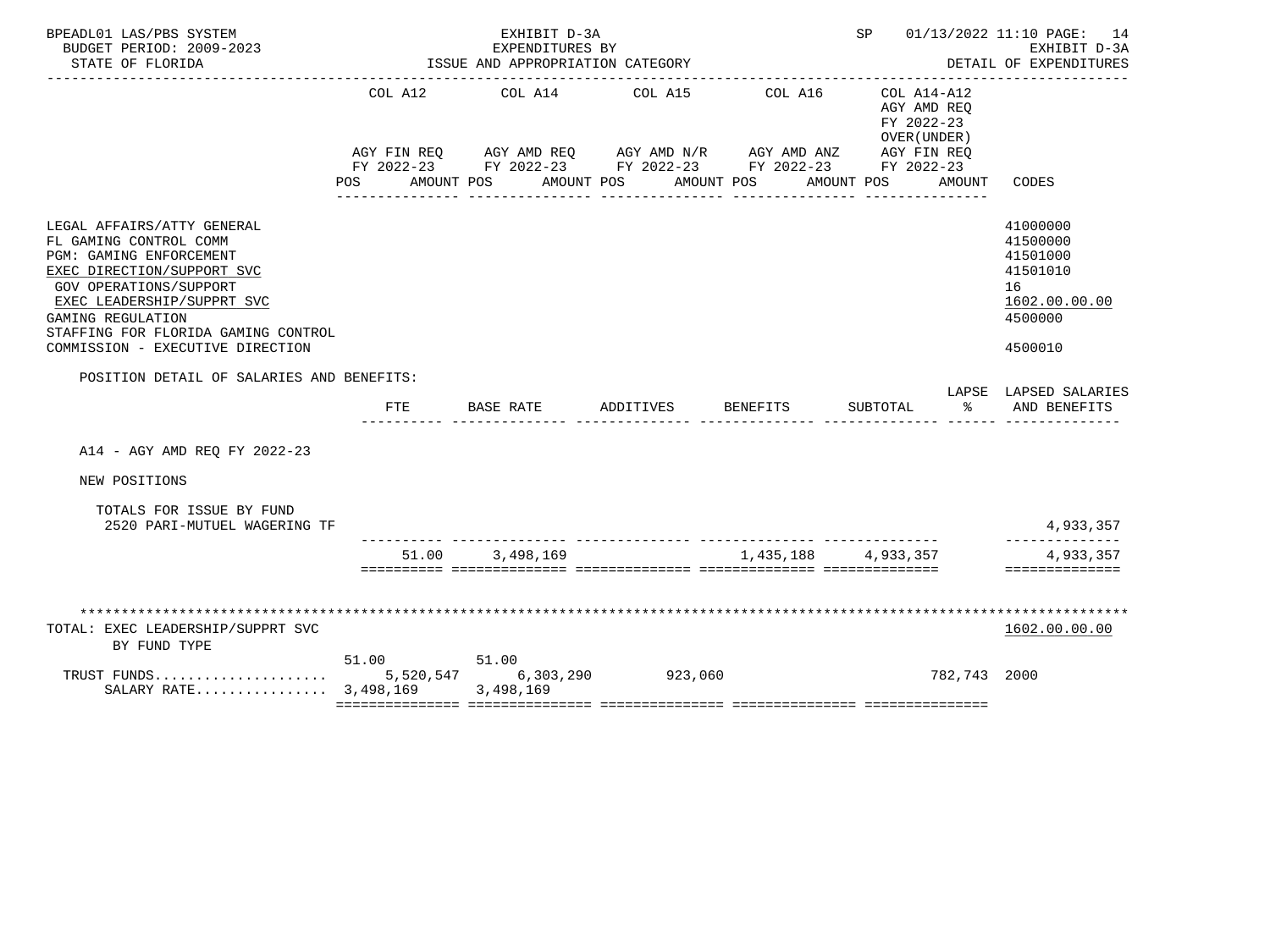BPEADL01 LAS/PBS SYSTEM
BUDGET PERIOD: 2009-2023
STATE OF FLORIDA

EXHIBIT D-3A
EXPENDITURES BY
ISSUE AND APPROPRIATION CATEGORY

SP 01/13/2022 11:10 PAGE: 14
EXHIBIT D-3A
DETAIL OF EXPENDITURES

| | COL A12 AGY FIN REQ FY 2022-23 POS AMOUNT | COL A14 AGY AMD REQ FY 2022-23 POS AMOUNT | COL A15 AGY AMD N/R FY 2022-23 POS AMOUNT | COL A16 AGY AMD ANZ FY 2022-23 POS AMOUNT | COL A14-A12 AGY AMD REQ FY 2022-23 OVER(UNDER) AGY FIN REQ FY 2022-23 POS AMOUNT | CODES |
|---|---|---|---|---|---|---|
| LEGAL AFFAIRS/ATTY GENERAL | | | | | | 41000000 |
| FL GAMING CONTROL COMM | | | | | | 41500000 |
| PGM: GAMING ENFORCEMENT | | | | | | 41501000 |
| EXEC DIRECTION/SUPPORT SVC | | | | | | 41501010 |
| GOV OPERATIONS/SUPPORT | | | | | | 16 |
| EXEC LEADERSHIP/SUPPRT SVC | | | | | | 1602.00.00.00 |
| GAMING REGULATION | | | | | | 4500000 |
| STAFFING FOR FLORIDA GAMING CONTROL COMMISSION - EXECUTIVE DIRECTION | | | | | | 4500010 |

POSITION DETAIL OF SALARIES AND BENEFITS:

| | FTE | BASE RATE | ADDITIVES | BENEFITS | SUBTOTAL | LAPSE % | LAPSED SALARIES AND BENEFITS |
|---|---|---|---|---|---|---|---|
| A14 - AGY AMD REQ FY 2022-23 | | | | | | | |
| NEW POSITIONS | | | | | | | |
| TOTALS FOR ISSUE BY FUND | | | | | | | |
| 2520 PARI-MUTUEL WAGERING TF | | | | | | | 4,933,357 |
| | 51.00 | 3,498,169 | | 1,435,188 | 4,933,357 | | 4,933,357 |

| TOTAL: EXEC LEADERSHIP/SUPPRT SVC BY FUND TYPE | COL A12 | COL A14 | COL A15 | COL A16 | COL A14-A12 | CODES |
|---|---|---|---|---|---|---|
| | | | | | | 1602.00.00.00 |
| TRUST FUNDS.................... | 51.00 5,520,547 | 51.00 6,303,290 | 923,060 | | 782,743 | 2000 |
| SALARY RATE................ | 3,498,169 | 3,498,169 | | | | |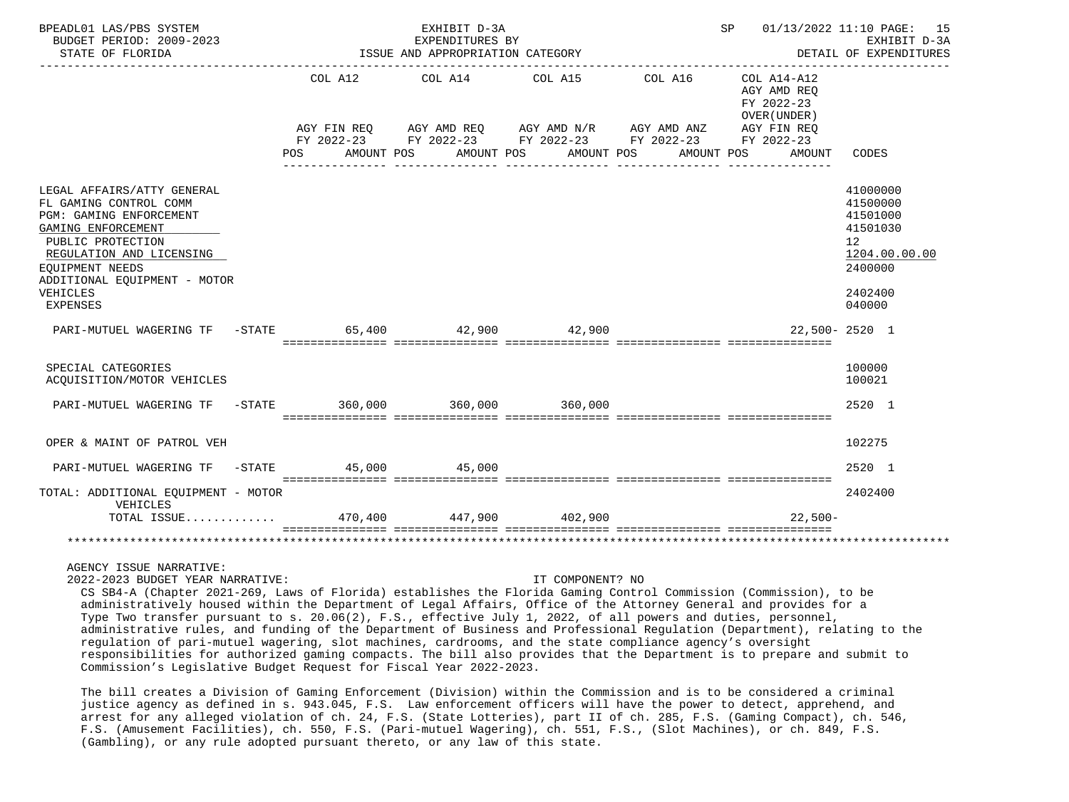BPEADL01 LAS/PBS SYSTEM — EXHIBIT D-3A — EXPENDITURES BY ISSUE AND APPROPRIATION CATEGORY — SP 01/13/2022 11:10 — EXHIBIT D-3A DETAIL OF EXPENDITURES

BUDGET PERIOD: 2009-2023
STATE OF FLORIDA

| | COL A12 AGY FIN REQ FY 2022-23 POS AMOUNT | COL A14 AGY AMD REQ FY 2022-23 POS AMOUNT | COL A15 AGY AMD N/R FY 2022-23 POS AMOUNT | COL A16 AGY AMD ANZ FY 2022-23 POS AMOUNT | COL A14-A12 AGY AMD REQ FY 2022-23 OVER(UNDER) AGY FIN REQ FY 2022-23 POS AMOUNT | CODES |
|---|---|---|---|---|---|---|
| LEGAL AFFAIRS/ATTY GENERAL | | | | | | 41000000 |
| FL GAMING CONTROL COMM | | | | | | 41500000 |
| PGM: GAMING ENFORCEMENT | | | | | | 41501000 |
| GAMING ENFORCEMENT | | | | | | 41501030 |
| PUBLIC PROTECTION | | | | | | 12 |
| REGULATION AND LICENSING | | | | | | 1204.00.00.00 |
| EQUIPMENT NEEDS | | | | | | 2400000 |
| ADDITIONAL EQUIPMENT - MOTOR VEHICLES | | | | | | 2402400 |
| EXPENSES | | | | | | 040000 |
| PARI-MUTUEL WAGERING TF -STATE | 65,400 | 42,900 | 42,900 | | 22,500- | 2520 1 |
| SPECIAL CATEGORIES | | | | | | 100000 |
| ACQUISITION/MOTOR VEHICLES | | | | | | 100021 |
| PARI-MUTUEL WAGERING TF -STATE | 360,000 | 360,000 | 360,000 | | | 2520 1 |
| OPER & MAINT OF PATROL VEH | | | | | | 102275 |
| PARI-MUTUEL WAGERING TF -STATE | 45,000 | 45,000 | | | | 2520 1 |
| TOTAL: ADDITIONAL EQUIPMENT - MOTOR VEHICLES | | | | | | 2402400 |
| TOTAL ISSUE............ | 470,400 | 447,900 | 402,900 | | 22,500- | |

AGENCY ISSUE NARRATIVE:

2022-2023 BUDGET YEAR NARRATIVE: IT COMPONENT? NO

CS SB4-A (Chapter 2021-269, Laws of Florida) establishes the Florida Gaming Control Commission (Commission), to be administratively housed within the Department of Legal Affairs, Office of the Attorney General and provides for a Type Two transfer pursuant to s. 20.06(2), F.S., effective July 1, 2022, of all powers and duties, personnel, administrative rules, and funding of the Department of Business and Professional Regulation (Department), relating to the regulation of pari-mutuel wagering, slot machines, cardrooms, and the state compliance agency's oversight responsibilities for authorized gaming compacts. The bill also provides that the Department is to prepare and submit to Commission's Legislative Budget Request for Fiscal Year 2022-2023.

The bill creates a Division of Gaming Enforcement (Division) within the Commission and is to be considered a criminal justice agency as defined in s. 943.045, F.S. Law enforcement officers will have the power to detect, apprehend, and arrest for any alleged violation of ch. 24, F.S. (State Lotteries), part II of ch. 285, F.S. (Gaming Compact), ch. 546, F.S. (Amusement Facilities), ch. 550, F.S. (Pari-mutuel Wagering), ch. 551, F.S., (Slot Machines), or ch. 849, F.S. (Gambling), or any rule adopted pursuant thereto, or any law of this state.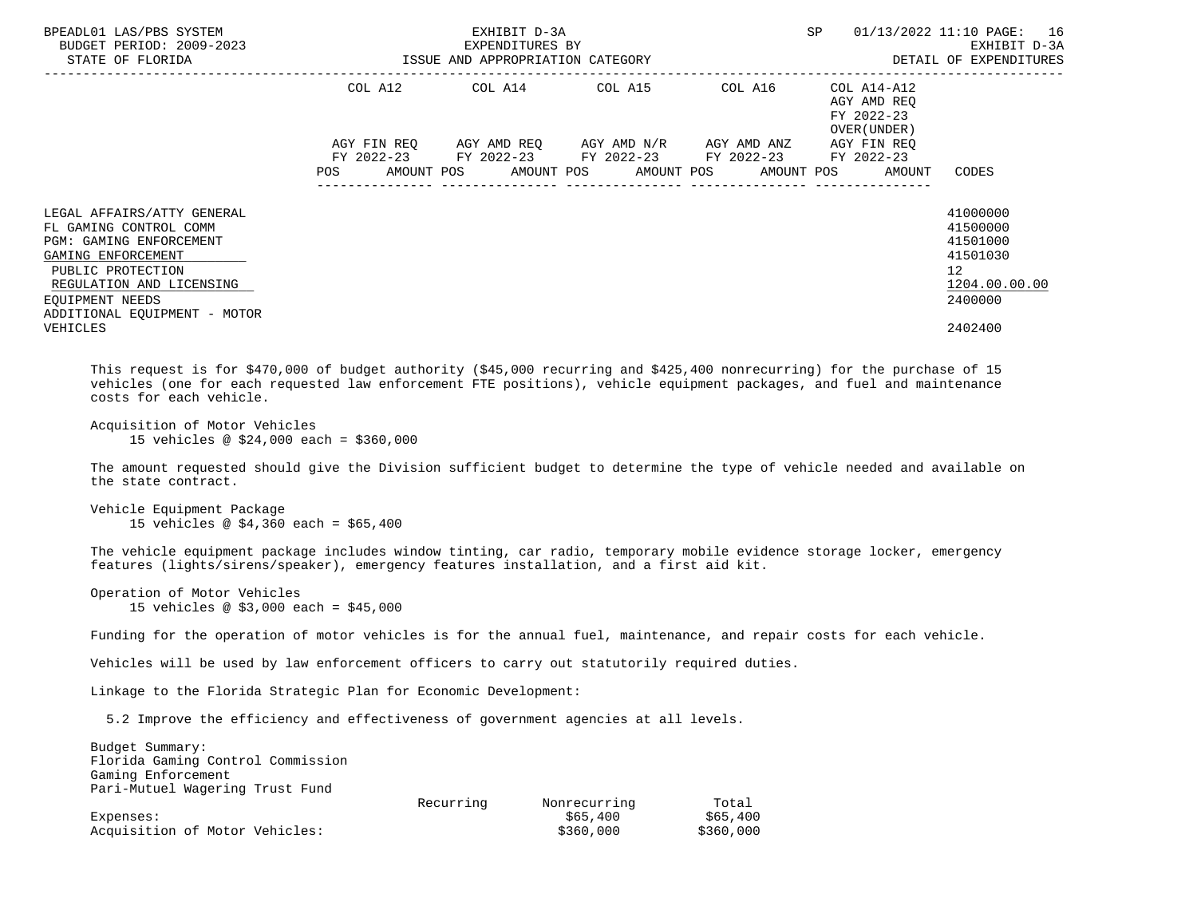| | COL A12 | | COL A14 | | COL A15 | | COL A16 | | COL A14-A12 AGY AMD REQ FY 2022-23 OVER(UNDER) | |
|---|---|---|---|---|---|---|---|---|---|---|
| | AGY FIN REQ FY 2022-23 | | AGY AMD REQ FY 2022-23 | | AGY AMD N/R FY 2022-23 | | AGY AMD ANZ FY 2022-23 | | AGY FIN REQ FY 2022-23 | |
| | POS | AMOUNT | POS | AMOUNT | POS | AMOUNT | POS | AMOUNT | POS | AMOUNT | CODES |
| LEGAL AFFAIRS/ATTY GENERAL | | | | | | | | | | | 41000000 |
| FL GAMING CONTROL COMM | | | | | | | | | | | 41500000 |
| PGM: GAMING ENFORCEMENT | | | | | | | | | | | 41501000 |
| GAMING ENFORCEMENT | | | | | | | | | | | 41501030 |
| PUBLIC PROTECTION | | | | | | | | | | | 12 |
| REGULATION AND LICENSING | | | | | | | | | | | 1204.00.00.00 |
| EQUIPMENT NEEDS | | | | | | | | | | | 2400000 |
| ADDITIONAL EQUIPMENT - MOTOR VEHICLES | | | | | | | | | | | 2402400 |

This request is for $470,000 of budget authority ($45,000 recurring and $425,400 nonrecurring) for the purchase of 15 vehicles (one for each requested law enforcement FTE positions), vehicle equipment packages, and fuel and maintenance costs for each vehicle.

Acquisition of Motor Vehicles
15 vehicles @ $24,000 each = $360,000

The amount requested should give the Division sufficient budget to determine the type of vehicle needed and available on the state contract.

Vehicle Equipment Package
15 vehicles @ $4,360 each = $65,400

The vehicle equipment package includes window tinting, car radio, temporary mobile evidence storage locker, emergency features (lights/sirens/speaker), emergency features installation, and a first aid kit.

Operation of Motor Vehicles
15 vehicles @ $3,000 each = $45,000

Funding for the operation of motor vehicles is for the annual fuel, maintenance, and repair costs for each vehicle.

Vehicles will be used by law enforcement officers to carry out statutorily required duties.

Linkage to the Florida Strategic Plan for Economic Development:

5.2 Improve the efficiency and effectiveness of government agencies at all levels.

Budget Summary:
Florida Gaming Control Commission
Gaming Enforcement
Pari-Mutuel Wagering Trust Fund

| | Recurring | Nonrecurring | Total |
|---|---|---|---|
| Expenses: | | $65,400 | $65,400 |
| Acquisition of Motor Vehicles: | | $360,000 | $360,000 |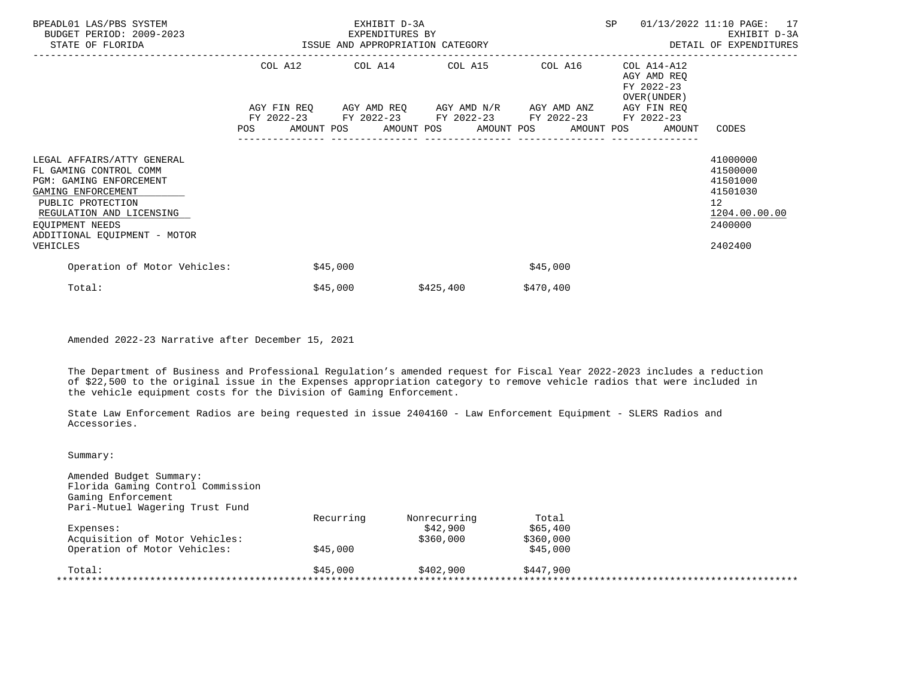BPEADL01 LAS/PBS SYSTEM | EXHIBIT D-3A | SP 01/13/2022 11:10

BUDGET PERIOD: 2009-2023 | EXPENDITURES BY | EXHIBIT D-3A

STATE OF FLORIDA | ISSUE AND APPROPRIATION CATEGORY | DETAIL OF EXPENDITURES

| | COL A12 AGY FIN REQ FY 2022-23 POS AMOUNT | COL A14 AGY AMD REQ FY 2022-23 POS AMOUNT | COL A15 AGY AMD N/R FY 2022-23 POS AMOUNT | COL A16 AGY AMD ANZ FY 2022-23 POS AMOUNT | COL A14-A12 AGY AMD REQ FY 2022-23 OVER(UNDER) AGY FIN REQ FY 2022-23 POS AMOUNT | CODES |
|---|---|---|---|---|---|---|
| LEGAL AFFAIRS/ATTY GENERAL | | | | | | 41000000 |
| FL GAMING CONTROL COMM | | | | | | 41500000 |
| PGM: GAMING ENFORCEMENT | | | | | | 41501000 |
| GAMING ENFORCEMENT | | | | | | 41501030 |
| PUBLIC PROTECTION | | | | | | 12 |
| REGULATION AND LICENSING | | | | | | 1204.00.00.00 |
| EQUIPMENT NEEDS | | | | | | 2400000 |
| ADDITIONAL EQUIPMENT - MOTOR VEHICLES | | | | | | 2402400 |
| Operation of Motor Vehicles: | $45,000 | | $45,000 | | | |
| Total: | $45,000 | $425,400 | $470,400 | | | |

Amended 2022-23 Narrative after December 15, 2021

The Department of Business and Professional Regulation's amended request for Fiscal Year 2022-2023 includes a reduction of $22,500 to the original issue in the Expenses appropriation category to remove vehicle radios that were included in the vehicle equipment costs for the Division of Gaming Enforcement.

State Law Enforcement Radios are being requested in issue 2404160 - Law Enforcement Equipment - SLERS Radios and Accessories.

Summary:

Amended Budget Summary:
Florida Gaming Control Commission
Gaming Enforcement
Pari-Mutuel Wagering Trust Fund

| | Recurring | Nonrecurring | Total |
|---|---|---|---|
| Expenses: | | $42,900 | $65,400 |
| Acquisition of Motor Vehicles: | | $360,000 | $360,000 |
| Operation of Motor Vehicles: | $45,000 | | $45,000 |
| Total: | $45,000 | $402,900 | $447,900 |

*******************************************************************************************************************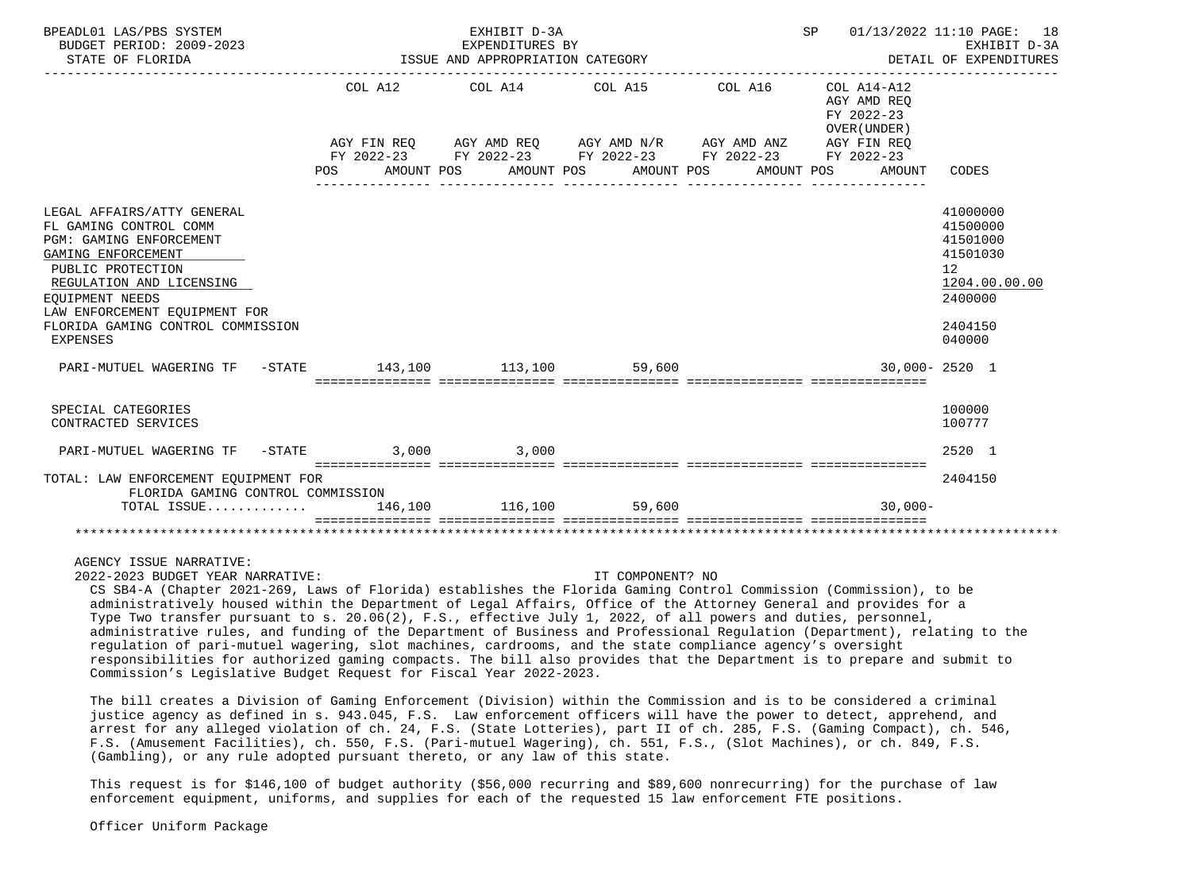BPEADL01 LAS/PBS SYSTEM — EXHIBIT D-3A — EXPENDITURES BY ISSUE AND APPROPRIATION CATEGORY

BUDGET PERIOD: 2009-2023 — STATE OF FLORIDA

SP 01/13/2022 11:10 — EXHIBIT D-3A — DETAIL OF EXPENDITURES

| | COL A12 AGY FIN REQ FY 2022-23 POS AMOUNT | COL A14 AGY AMD REQ FY 2022-23 POS AMOUNT | COL A15 AGY AMD N/R FY 2022-23 POS AMOUNT | COL A16 AGY AMD ANZ FY 2022-23 POS AMOUNT | COL A14-A12 AGY AMD REQ FY 2022-23 OVER(UNDER) AGY FIN REQ FY 2022-23 POS AMOUNT | CODES |
|---|---|---|---|---|---|---|
| LEGAL AFFAIRS/ATTY GENERAL | | | | | | 41000000 |
| FL GAMING CONTROL COMM | | | | | | 41500000 |
| PGM: GAMING ENFORCEMENT | | | | | | 41501000 |
| GAMING ENFORCEMENT | | | | | | 41501030 |
| PUBLIC PROTECTION | | | | | | 12 |
| REGULATION AND LICENSING | | | | | | 1204.00.00.00 |
| EQUIPMENT NEEDS | | | | | | 2400000 |
| LAW ENFORCEMENT EQUIPMENT FOR FLORIDA GAMING CONTROL COMMISSION | | | | | | 2404150 |
| EXPENSES | | | | | | 040000 |
| PARI-MUTUEL WAGERING TF -STATE | 143,100 | 113,100 | 59,600 | | 30,000- | 2520 1 |
| SPECIAL CATEGORIES | | | | | | 100000 |
| CONTRACTED SERVICES | | | | | | 100777 |
| PARI-MUTUEL WAGERING TF -STATE | 3,000 | 3,000 | | | | 2520 1 |
| TOTAL: LAW ENFORCEMENT EQUIPMENT FOR FLORIDA GAMING CONTROL COMMISSION | | | | | | 2404150 |
| TOTAL ISSUE............. | 146,100 | 116,100 | 59,600 | | 30,000- | |

AGENCY ISSUE NARRATIVE:

2022-2023 BUDGET YEAR NARRATIVE: IT COMPONENT? NO

CS SB4-A (Chapter 2021-269, Laws of Florida) establishes the Florida Gaming Control Commission (Commission), to be administratively housed within the Department of Legal Affairs, Office of the Attorney General and provides for a Type Two transfer pursuant to s. 20.06(2), F.S., effective July 1, 2022, of all powers and duties, personnel, administrative rules, and funding of the Department of Business and Professional Regulation (Department), relating to the regulation of pari-mutuel wagering, slot machines, cardrooms, and the state compliance agency's oversight responsibilities for authorized gaming compacts. The bill also provides that the Department is to prepare and submit to Commission's Legislative Budget Request for Fiscal Year 2022-2023.

The bill creates a Division of Gaming Enforcement (Division) within the Commission and is to be considered a criminal justice agency as defined in s. 943.045, F.S. Law enforcement officers will have the power to detect, apprehend, and arrest for any alleged violation of ch. 24, F.S. (State Lotteries), part II of ch. 285, F.S. (Gaming Compact), ch. 546, F.S. (Amusement Facilities), ch. 550, F.S. (Pari-mutuel Wagering), ch. 551, F.S., (Slot Machines), or ch. 849, F.S. (Gambling), or any rule adopted pursuant thereto, or any law of this state.

This request is for $146,100 of budget authority ($56,000 recurring and $89,600 nonrecurring) for the purchase of law enforcement equipment, uniforms, and supplies for each of the requested 15 law enforcement FTE positions.

Officer Uniform Package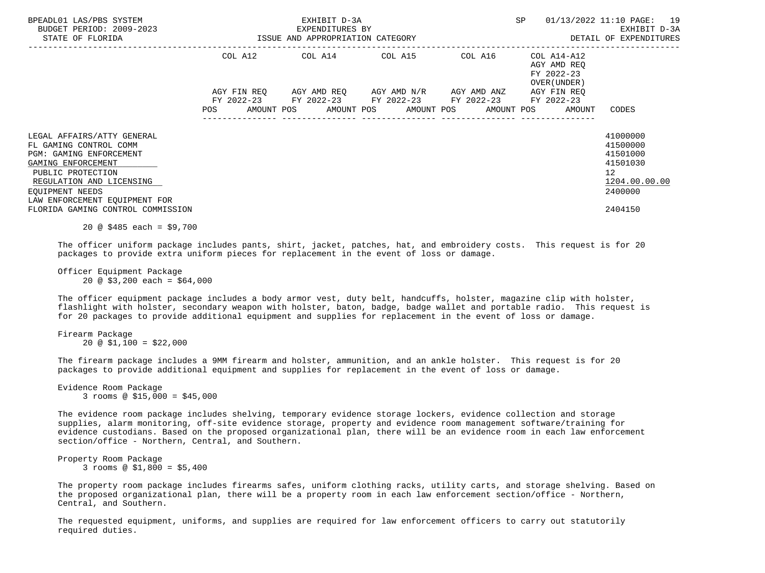| | COL A12 | | COL A14 | | COL A15 | | COL A16 | | COL A14-A12 AGY AMD REQ FY 2022-23 OVER(UNDER) | | |
|---|---|---|---|---|---|---|---|---|---|---|---|
| | AGY FIN REQ FY 2022-23 | | AGY AMD REQ FY 2022-23 | | AGY AMD N/R FY 2022-23 | | AGY AMD ANZ FY 2022-23 | | AGY FIN REQ FY 2022-23 | | |
| | POS | AMOUNT | POS | AMOUNT | POS | AMOUNT | POS | AMOUNT | POS | AMOUNT | CODES |
| LEGAL AFFAIRS/ATTY GENERAL | | | | | | | | | | | 41000000 |
| FL GAMING CONTROL COMM | | | | | | | | | | | 41500000 |
| PGM: GAMING ENFORCEMENT | | | | | | | | | | | 41501000 |
| GAMING ENFORCEMENT | | | | | | | | | | | 41501030 |
| PUBLIC PROTECTION | | | | | | | | | | | 12 |
| REGULATION AND LICENSING | | | | | | | | | | | 1204.00.00.00 |
| EQUIPMENT NEEDS | | | | | | | | | | | 2400000 |
| LAW ENFORCEMENT EQUIPMENT FOR FLORIDA GAMING CONTROL COMMISSION | | | | | | | | | | | 2404150 |

20 @ $485 each = $9,700

The officer uniform package includes pants, shirt, jacket, patches, hat, and embroidery costs. This request is for 20 packages to provide extra uniform pieces for replacement in the event of loss or damage.

Officer Equipment Package
20 @ $3,200 each = $64,000

The officer equipment package includes a body armor vest, duty belt, handcuffs, holster, magazine clip with holster, flashlight with holster, secondary weapon with holster, baton, badge, badge wallet and portable radio. This request is for 20 packages to provide additional equipment and supplies for replacement in the event of loss or damage.

Firearm Package
20 @ $1,100 = $22,000

The firearm package includes a 9MM firearm and holster, ammunition, and an ankle holster. This request is for 20 packages to provide additional equipment and supplies for replacement in the event of loss or damage.

Evidence Room Package
3 rooms @ $15,000 = $45,000

The evidence room package includes shelving, temporary evidence storage lockers, evidence collection and storage supplies, alarm monitoring, off-site evidence storage, property and evidence room management software/training for evidence custodians. Based on the proposed organizational plan, there will be an evidence room in each law enforcement section/office - Northern, Central, and Southern.

Property Room Package
3 rooms @ $1,800 = $5,400

The property room package includes firearms safes, uniform clothing racks, utility carts, and storage shelving. Based on the proposed organizational plan, there will be a property room in each law enforcement section/office - Northern, Central, and Southern.

The requested equipment, uniforms, and supplies are required for law enforcement officers to carry out statutorily required duties.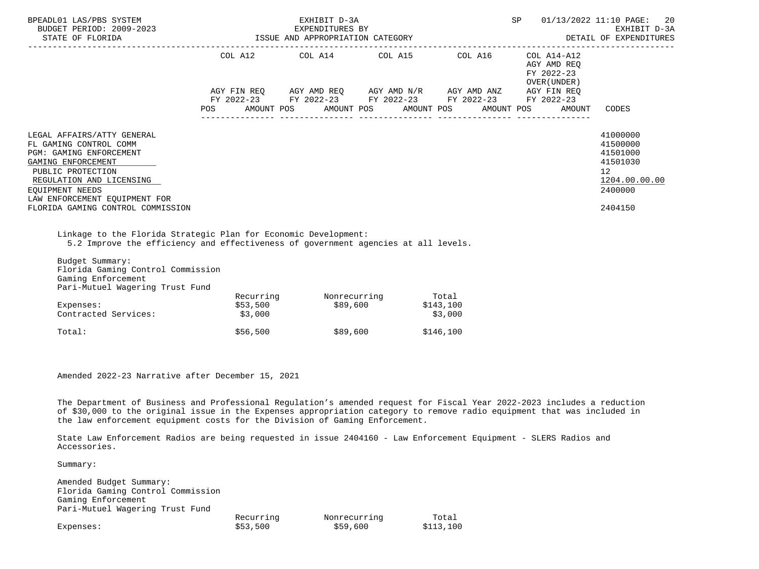| | COL A12 | COL A14 | COL A15 | COL A16 | COL A14-A12 AGY AMD REQ FY 2022-23 OVER(UNDER) | |
|---|---|---|---|---|---|---|
| | AGY FIN REQ FY 2022-23 | AGY AMD REQ FY 2022-23 | AGY AMD N/R FY 2022-23 | AGY AMD ANZ FY 2022-23 | AGY FIN REQ FY 2022-23 | |
| | POS AMOUNT | POS AMOUNT | POS AMOUNT | POS AMOUNT | POS AMOUNT | CODES |
| LEGAL AFFAIRS/ATTY GENERAL | | | | | | 41000000 |
| FL GAMING CONTROL COMM | | | | | | 41500000 |
| PGM: GAMING ENFORCEMENT | | | | | | 41501000 |
| GAMING ENFORCEMENT | | | | | | 41501030 |
| PUBLIC PROTECTION | | | | | | 12 |
| REGULATION AND LICENSING | | | | | | 1204.00.00.00 |
| EQUIPMENT NEEDS | | | | | | 2400000 |
| LAW ENFORCEMENT EQUIPMENT FOR FLORIDA GAMING CONTROL COMMISSION | | | | | | 2404150 |

Linkage to the Florida Strategic Plan for Economic Development:
5.2 Improve the efficiency and effectiveness of government agencies at all levels.

Budget Summary:
Florida Gaming Control Commission
Gaming Enforcement
Pari-Mutuel Wagering Trust Fund

| | Recurring | Nonrecurring | Total |
|---|---|---|---|
| Expenses: | $53,500 | $89,600 | $143,100 |
| Contracted Services: | $3,000 | | $3,000 |
| Total: | $56,500 | $89,600 | $146,100 |

Amended 2022-23 Narrative after December 15, 2021

The Department of Business and Professional Regulation's amended request for Fiscal Year 2022-2023 includes a reduction of $30,000 to the original issue in the Expenses appropriation category to remove radio equipment that was included in the law enforcement equipment costs for the Division of Gaming Enforcement.

State Law Enforcement Radios are being requested in issue 2404160 - Law Enforcement Equipment - SLERS Radios and Accessories.

Summary:

Amended Budget Summary:
Florida Gaming Control Commission
Gaming Enforcement
Pari-Mutuel Wagering Trust Fund

| | Recurring | Nonrecurring | Total |
|---|---|---|---|
| Expenses: | $53,500 | $59,600 | $113,100 |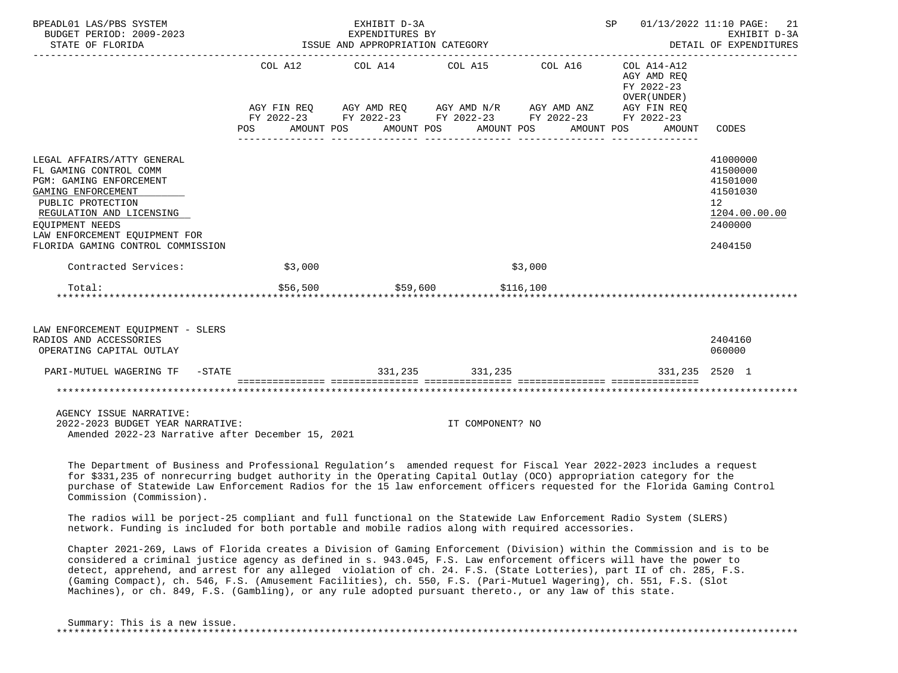| | COL A12 | | COL A14 | | COL A15 | | COL A16 | | COL A14-A12 AGY AMD REQ FY 2022-23 OVER(UNDER) | | |
|---|---|---|---|---|---|---|---|---|---|---|---|
| | AGY FIN REQ FY 2022-23 | | AGY AMD REQ FY 2022-23 | | AGY AMD N/R FY 2022-23 | | AGY AMD ANZ FY 2022-23 | | AGY FIN REQ FY 2022-23 | | |
| | POS | AMOUNT | POS | AMOUNT | POS | AMOUNT | POS | AMOUNT | POS | AMOUNT | CODES |
| LEGAL AFFAIRS/ATTY GENERAL | | | | | | | | | | | 41000000 |
| FL GAMING CONTROL COMM | | | | | | | | | | | 41500000 |
| PGM: GAMING ENFORCEMENT | | | | | | | | | | | 41501000 |
| GAMING ENFORCEMENT | | | | | | | | | | | 41501030 |
| PUBLIC PROTECTION | | | | | | | | | | | 12 |
| REGULATION AND LICENSING | | | | | | | | | | | 1204.00.00.00 |
| EQUIPMENT NEEDS | | | | | | | | | | | 2400000 |
| LAW ENFORCEMENT EQUIPMENT FOR FLORIDA GAMING CONTROL COMMISSION | | | | | | | | | | | 2404150 |
| Contracted Services: | | $3,000 | | | | $3,000 | | | | | |
| Total: | | $56,500 | | $59,600 | | $116,100 | | | | | |
| LAW ENFORCEMENT EQUIPMENT - SLERS RADIOS AND ACCESSORIES | | | | | | | | | | | 2404160 |
| OPERATING CAPITAL OUTLAY | | | | | | | | | | | 060000 |
| PARI-MUTUEL WAGERING TF -STATE | | | | 331,235 | | 331,235 | | | | 331,235 | 2520 1 |

AGENCY ISSUE NARRATIVE:
2022-2023 BUDGET YEAR NARRATIVE: IT COMPONENT? NO
Amended 2022-23 Narrative after December 15, 2021

The Department of Business and Professional Regulation's amended request for Fiscal Year 2022-2023 includes a request for $331,235 of nonrecurring budget authority in the Operating Capital Outlay (OCO) appropriation category for the purchase of Statewide Law Enforcement Radios for the 15 law enforcement officers requested for the Florida Gaming Control Commission (Commission).

The radios will be porject-25 compliant and full functional on the Statewide Law Enforcement Radio System (SLERS) network. Funding is included for both portable and mobile radios along with required accessories.

Chapter 2021-269, Laws of Florida creates a Division of Gaming Enforcement (Division) within the Commission and is to be considered a criminal justice agency as defined in s. 943.045, F.S. Law enforcement officers will have the power to detect, apprehend, and arrest for any alleged violation of ch. 24. F.S. (State Lotteries), part II of ch. 285, F.S. (Gaming Compact), ch. 546, F.S. (Amusement Facilities), ch. 550, F.S. (Pari-Mutuel Wagering), ch. 551, F.S. (Slot Machines), or ch. 849, F.S. (Gambling), or any rule adopted pursuant thereto., or any law of this state.

Summary: This is a new issue.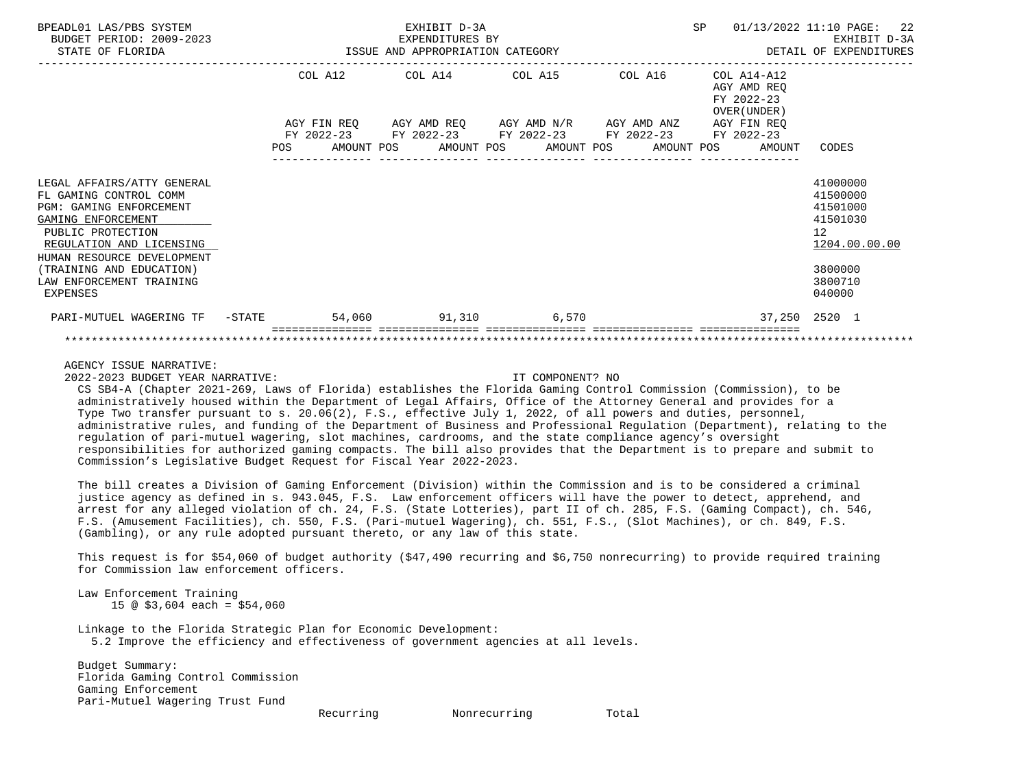BPEADL01 LAS/PBS SYSTEM
BUDGET PERIOD: 2009-2023
STATE OF FLORIDA

EXHIBIT D-3A
EXPENDITURES BY
ISSUE AND APPROPRIATION CATEGORY

SP 01/13/2022 11:10

EXHIBIT D-3A
DETAIL OF EXPENDITURES

| | COL A12 AGY FIN REQ FY 2022-23 POS AMOUNT | COL A14 AGY AMD REQ FY 2022-23 POS AMOUNT | COL A15 AGY AMD N/R FY 2022-23 POS AMOUNT | COL A16 AGY AMD ANZ FY 2022-23 POS AMOUNT | COL A14-A12 AGY AMD REQ FY 2022-23 OVER(UNDER) AGY FIN REQ FY 2022-23 POS AMOUNT | CODES |
|---|---|---|---|---|---|---|
| LEGAL AFFAIRS/ATTY GENERAL | | | | | | 41000000 |
| FL GAMING CONTROL COMM | | | | | | 41500000 |
| PGM: GAMING ENFORCEMENT | | | | | | 41501000 |
| GAMING ENFORCEMENT | | | | | | 41501030 |
| PUBLIC PROTECTION | | | | | | 12 |
| REGULATION AND LICENSING | | | | | | 1204.00.00.00 |
| HUMAN RESOURCE DEVELOPMENT (TRAINING AND EDUCATION) | | | | | | 3800000 |
| LAW ENFORCEMENT TRAINING | | | | | | 3800710 |
| EXPENSES | | | | | | 040000 |
| PARI-MUTUEL WAGERING TF -STATE | 54,060 | 91,310 | 6,570 | | 37,250 | 2520 1 |

AGENCY ISSUE NARRATIVE:

2022-2023 BUDGET YEAR NARRATIVE: IT COMPONENT? NO

CS SB4-A (Chapter 2021-269, Laws of Florida) establishes the Florida Gaming Control Commission (Commission), to be administratively housed within the Department of Legal Affairs, Office of the Attorney General and provides for a Type Two transfer pursuant to s. 20.06(2), F.S., effective July 1, 2022, of all powers and duties, personnel, administrative rules, and funding of the Department of Business and Professional Regulation (Department), relating to the regulation of pari-mutuel wagering, slot machines, cardrooms, and the state compliance agency's oversight responsibilities for authorized gaming compacts. The bill also provides that the Department is to prepare and submit to Commission's Legislative Budget Request for Fiscal Year 2022-2023.

The bill creates a Division of Gaming Enforcement (Division) within the Commission and is to be considered a criminal justice agency as defined in s. 943.045, F.S. Law enforcement officers will have the power to detect, apprehend, and arrest for any alleged violation of ch. 24, F.S. (State Lotteries), part II of ch. 285, F.S. (Gaming Compact), ch. 546, F.S. (Amusement Facilities), ch. 550, F.S. (Pari-mutuel Wagering), ch. 551, F.S., (Slot Machines), or ch. 849, F.S. (Gambling), or any rule adopted pursuant thereto, or any law of this state.

This request is for $54,060 of budget authority ($47,490 recurring and $6,750 nonrecurring) to provide required training for Commission law enforcement officers.

Law Enforcement Training
15 @ $3,604 each = $54,060

Linkage to the Florida Strategic Plan for Economic Development:
5.2 Improve the efficiency and effectiveness of government agencies at all levels.

Budget Summary:
Florida Gaming Control Commission
Gaming Enforcement
Pari-Mutuel Wagering Trust Fund

| Recurring | Nonrecurring | Total |
|---|---|---|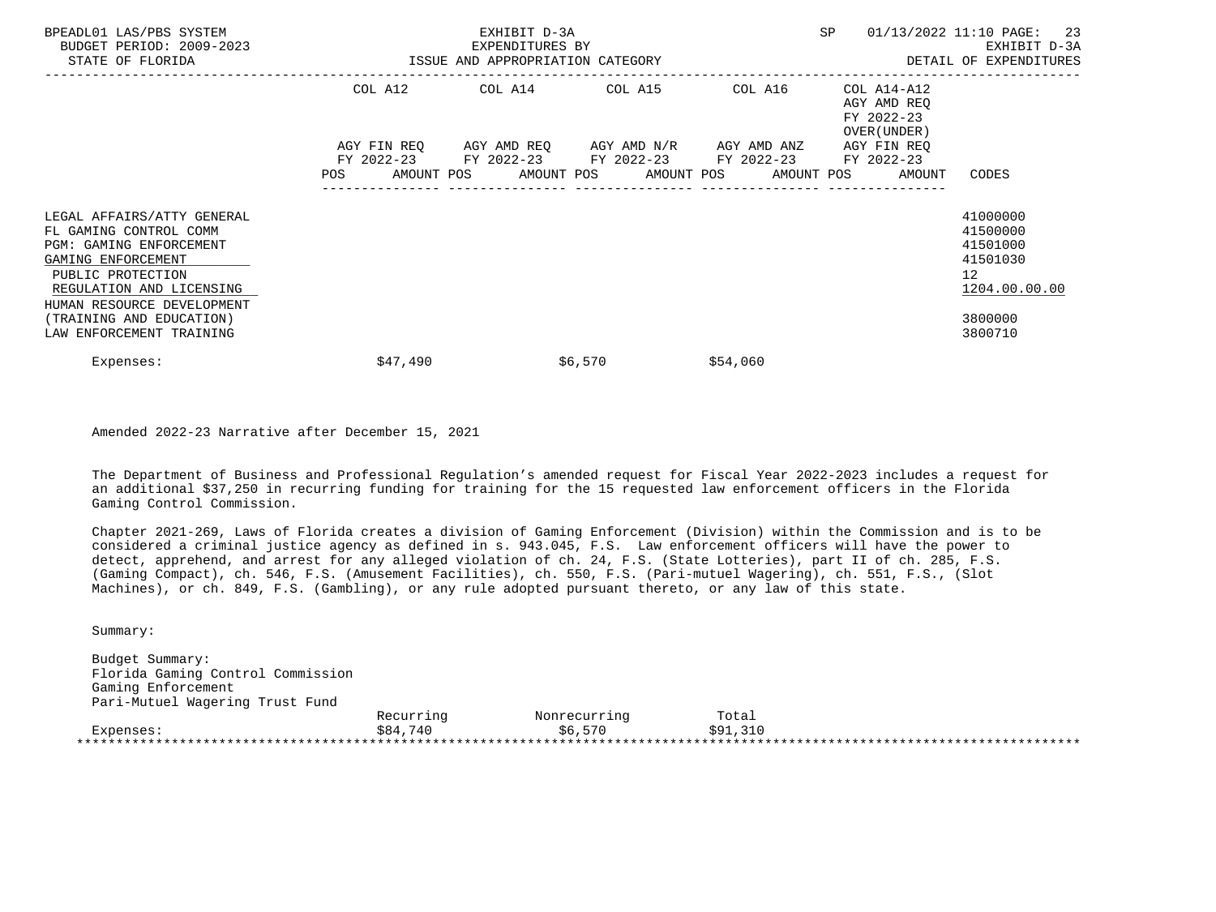| | COL A12 AGY FIN REQ FY 2022-23 POS AMOUNT | COL A14 AGY AMD REQ FY 2022-23 POS AMOUNT | COL A15 AGY AMD N/R FY 2022-23 POS AMOUNT | COL A16 AGY AMD ANZ FY 2022-23 POS AMOUNT | COL A14-A12 AGY AMD REQ FY 2022-23 OVER(UNDER) AGY FIN REQ FY 2022-23 POS AMOUNT | CODES |
|---|---|---|---|---|---|---|
| LEGAL AFFAIRS/ATTY GENERAL | | | | | | 41000000 |
| FL GAMING CONTROL COMM | | | | | | 41500000 |
| PGM: GAMING ENFORCEMENT | | | | | | 41501000 |
| GAMING ENFORCEMENT | | | | | | 41501030 |
| PUBLIC PROTECTION | | | | | | 12 |
| REGULATION AND LICENSING | | | | | | 1204.00.00.00 |
| HUMAN RESOURCE DEVELOPMENT (TRAINING AND EDUCATION) | | | | | | 3800000 |
| LAW ENFORCEMENT TRAINING | | | | | | 3800710 |
| Expenses: | | $47,490 | $6,570 | $54,060 | | |

Amended 2022-23 Narrative after December 15, 2021

The Department of Business and Professional Regulation's amended request for Fiscal Year 2022-2023 includes a request for an additional $37,250 in recurring funding for training for the 15 requested law enforcement officers in the Florida Gaming Control Commission.

Chapter 2021-269, Laws of Florida creates a division of Gaming Enforcement (Division) within the Commission and is to be considered a criminal justice agency as defined in s. 943.045, F.S. Law enforcement officers will have the power to detect, apprehend, and arrest for any alleged violation of ch. 24, F.S. (State Lotteries), part II of ch. 285, F.S. (Gaming Compact), ch. 546, F.S. (Amusement Facilities), ch. 550, F.S. (Pari-mutuel Wagering), ch. 551, F.S., (Slot Machines), or ch. 849, F.S. (Gambling), or any rule adopted pursuant thereto, or any law of this state.

Summary:

Budget Summary:
Florida Gaming Control Commission
Gaming Enforcement
Pari-Mutuel Wagering Trust Fund

| | Recurring | Nonrecurring | Total |
|---|---|---|---|
| Expenses: | $84,740 | $6,570 | $91,310 |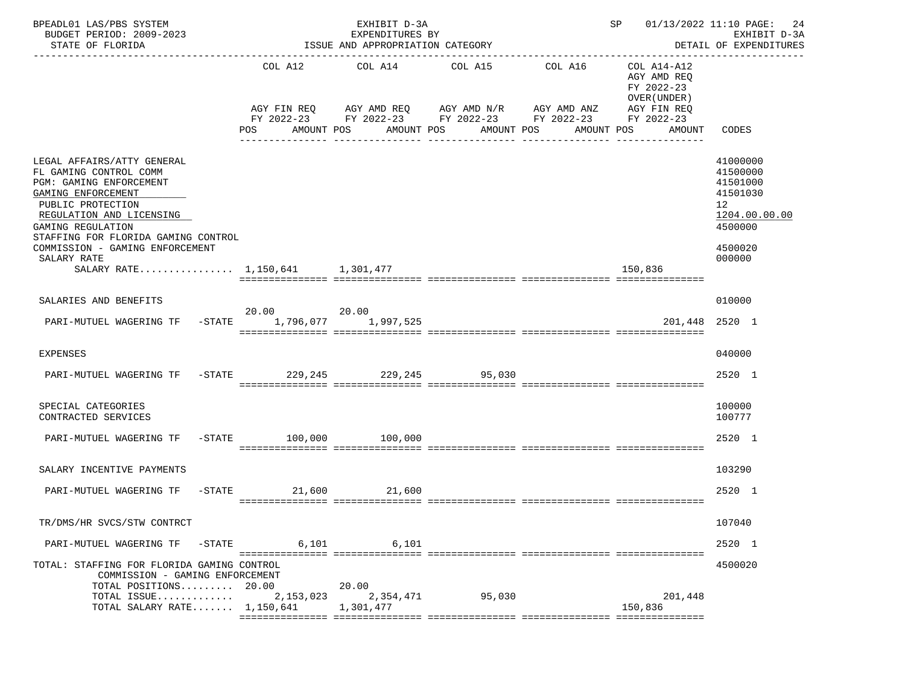BPEADL01 LAS/PBS SYSTEM | EXHIBIT D-3A | SP 01/13/2022 11:10

BUDGET PERIOD: 2009-2023 | EXPENDITURES BY | EXHIBIT D-3A

STATE OF FLORIDA | ISSUE AND APPROPRIATION CATEGORY | DETAIL OF EXPENDITURES

| | COL A12 AGY FIN REQ FY 2022-23 POS AMOUNT | COL A14 AGY AMD REQ FY 2022-23 POS AMOUNT | COL A15 AGY AMD N/R FY 2022-23 POS AMOUNT | COL A16 AGY AMD ANZ FY 2022-23 POS AMOUNT | COL A14-A12 AGY AMD REQ FY 2022-23 OVER(UNDER) AGY FIN REQ FY 2022-23 POS AMOUNT | CODES |
|---|---|---|---|---|---|---|
| LEGAL AFFAIRS/ATTY GENERAL | | | | | | 41000000 |
| FL GAMING CONTROL COMM | | | | | | 41500000 |
| PGM: GAMING ENFORCEMENT | | | | | | 41501000 |
| GAMING ENFORCEMENT | | | | | | 41501030 |
| PUBLIC PROTECTION | | | | | | 12 |
| REGULATION AND LICENSING | | | | | | 1204.00.00.00 |
| GAMING REGULATION | | | | | | 4500000 |
| STAFFING FOR FLORIDA GAMING CONTROL COMMISSION - GAMING ENFORCEMENT | | | | | | 4500020 |
| SALARY RATE | | | | | | 000000 |
| SALARY RATE | 1,150,641 | 1,301,477 | | | 150,836 | |
| SALARIES AND BENEFITS | | | | | | 010000 |
| PARI-MUTUEL WAGERING TF -STATE | 20.00 1,796,077 | 20.00 1,997,525 | | | 201,448 | 2520 1 |
| EXPENSES | | | | | | 040000 |
| PARI-MUTUEL WAGERING TF -STATE | 229,245 | 229,245 | 95,030 | | | 2520 1 |
| SPECIAL CATEGORIES | | | | | | 100000 |
| CONTRACTED SERVICES | | | | | | 100777 |
| PARI-MUTUEL WAGERING TF -STATE | 100,000 | 100,000 | | | | 2520 1 |
| SALARY INCENTIVE PAYMENTS | | | | | | 103290 |
| PARI-MUTUEL WAGERING TF -STATE | 21,600 | 21,600 | | | | 2520 1 |
| TR/DMS/HR SVCS/STW CONTRCT | | | | | | 107040 |
| PARI-MUTUEL WAGERING TF -STATE | 6,101 | 6,101 | | | | 2520 1 |
| TOTAL: STAFFING FOR FLORIDA GAMING CONTROL COMMISSION - GAMING ENFORCEMENT | | | | | | 4500020 |
| TOTAL POSITIONS | 20.00 | 20.00 | | | | |
| TOTAL ISSUE | 2,153,023 | 2,354,471 | 95,030 | | 201,448 | |
| TOTAL SALARY RATE | 1,150,641 | 1,301,477 | | | 150,836 | |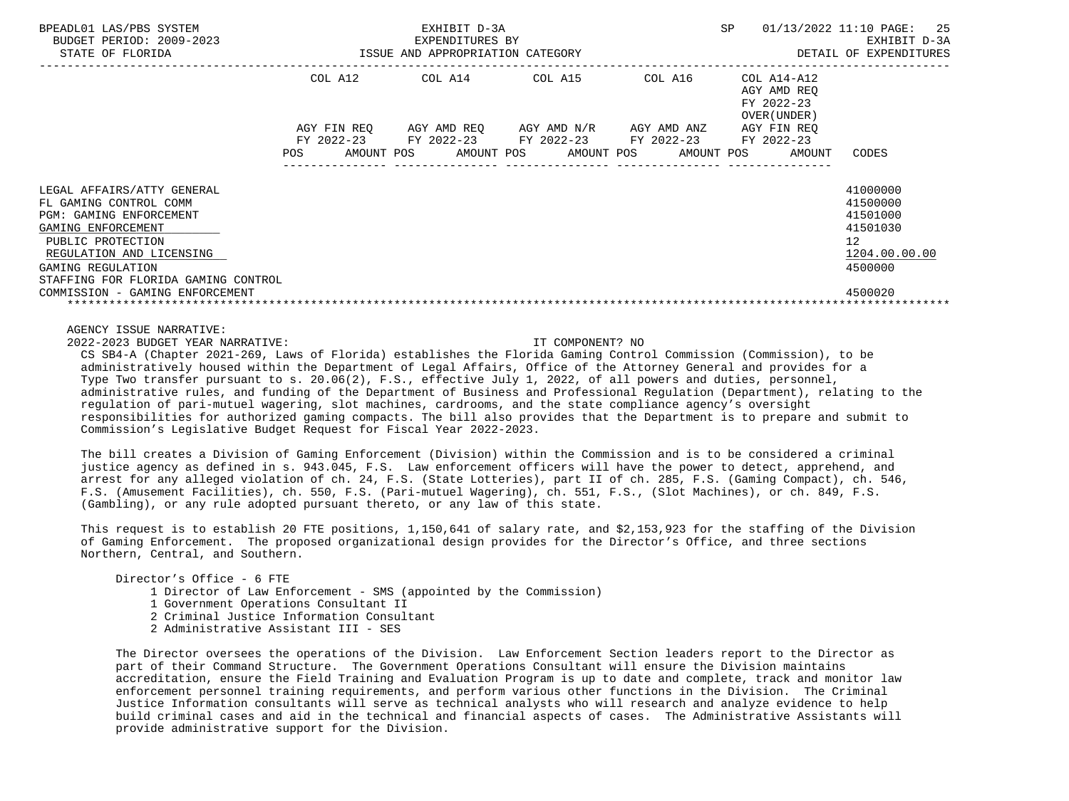BPEADL01 LAS/PBS SYSTEM — EXHIBIT D-3A — EXPENDITURES BY ISSUE AND APPROPRIATION CATEGORY — SP 01/13/2022 11:10

BUDGET PERIOD: 2009-2023 — STATE OF FLORIDA — EXHIBIT D-3A — DETAIL OF EXPENDITURES

| | COL A12 AGY FIN REQ FY 2022-23 POS AMOUNT | COL A14 AGY AMD REQ FY 2022-23 POS AMOUNT | COL A15 AGY AMD N/R FY 2022-23 POS AMOUNT | COL A16 AGY AMD ANZ FY 2022-23 POS AMOUNT | COL A14-A12 AGY AMD REQ FY 2022-23 OVER(UNDER) AGY FIN REQ FY 2022-23 POS AMOUNT | CODES |
|---|---|---|---|---|---|---|
| LEGAL AFFAIRS/ATTY GENERAL | | | | | | 41000000 |
| FL GAMING CONTROL COMM | | | | | | 41500000 |
| PGM: GAMING ENFORCEMENT | | | | | | 41501000 |
| GAMING ENFORCEMENT | | | | | | 41501030 |
| PUBLIC PROTECTION | | | | | | 12 |
| REGULATION AND LICENSING | | | | | | 1204.00.00.00 |
| GAMING REGULATION | | | | | | 4500000 |
| STAFFING FOR FLORIDA GAMING CONTROL COMMISSION - GAMING ENFORCEMENT | | | | | | 4500020 |

AGENCY ISSUE NARRATIVE:

2022-2023 BUDGET YEAR NARRATIVE: IT COMPONENT? NO

CS SB4-A (Chapter 2021-269, Laws of Florida) establishes the Florida Gaming Control Commission (Commission), to be administratively housed within the Department of Legal Affairs, Office of the Attorney General and provides for a Type Two transfer pursuant to s. 20.06(2), F.S., effective July 1, 2022, of all powers and duties, personnel, administrative rules, and funding of the Department of Business and Professional Regulation (Department), relating to the regulation of pari-mutuel wagering, slot machines, cardrooms, and the state compliance agency's oversight responsibilities for authorized gaming compacts. The bill also provides that the Department is to prepare and submit to Commission's Legislative Budget Request for Fiscal Year 2022-2023.

The bill creates a Division of Gaming Enforcement (Division) within the Commission and is to be considered a criminal justice agency as defined in s. 943.045, F.S. Law enforcement officers will have the power to detect, apprehend, and arrest for any alleged violation of ch. 24, F.S. (State Lotteries), part II of ch. 285, F.S. (Gaming Compact), ch. 546, F.S. (Amusement Facilities), ch. 550, F.S. (Pari-mutuel Wagering), ch. 551, F.S., (Slot Machines), or ch. 849, F.S. (Gambling), or any rule adopted pursuant thereto, or any law of this state.

This request is to establish 20 FTE positions, 1,150,641 of salary rate, and $2,153,923 for the staffing of the Division of Gaming Enforcement. The proposed organizational design provides for the Director's Office, and three sections Northern, Central, and Southern.

Director's Office - 6 FTE
- 1 Director of Law Enforcement - SMS (appointed by the Commission)
- 1 Government Operations Consultant II
- 2 Criminal Justice Information Consultant
- 2 Administrative Assistant III - SES

The Director oversees the operations of the Division. Law Enforcement Section leaders report to the Director as part of their Command Structure. The Government Operations Consultant will ensure the Division maintains accreditation, ensure the Field Training and Evaluation Program is up to date and complete, track and monitor law enforcement personnel training requirements, and perform various other functions in the Division. The Criminal Justice Information consultants will serve as technical analysts who will research and analyze evidence to help build criminal cases and aid in the technical and financial aspects of cases. The Administrative Assistants will provide administrative support for the Division.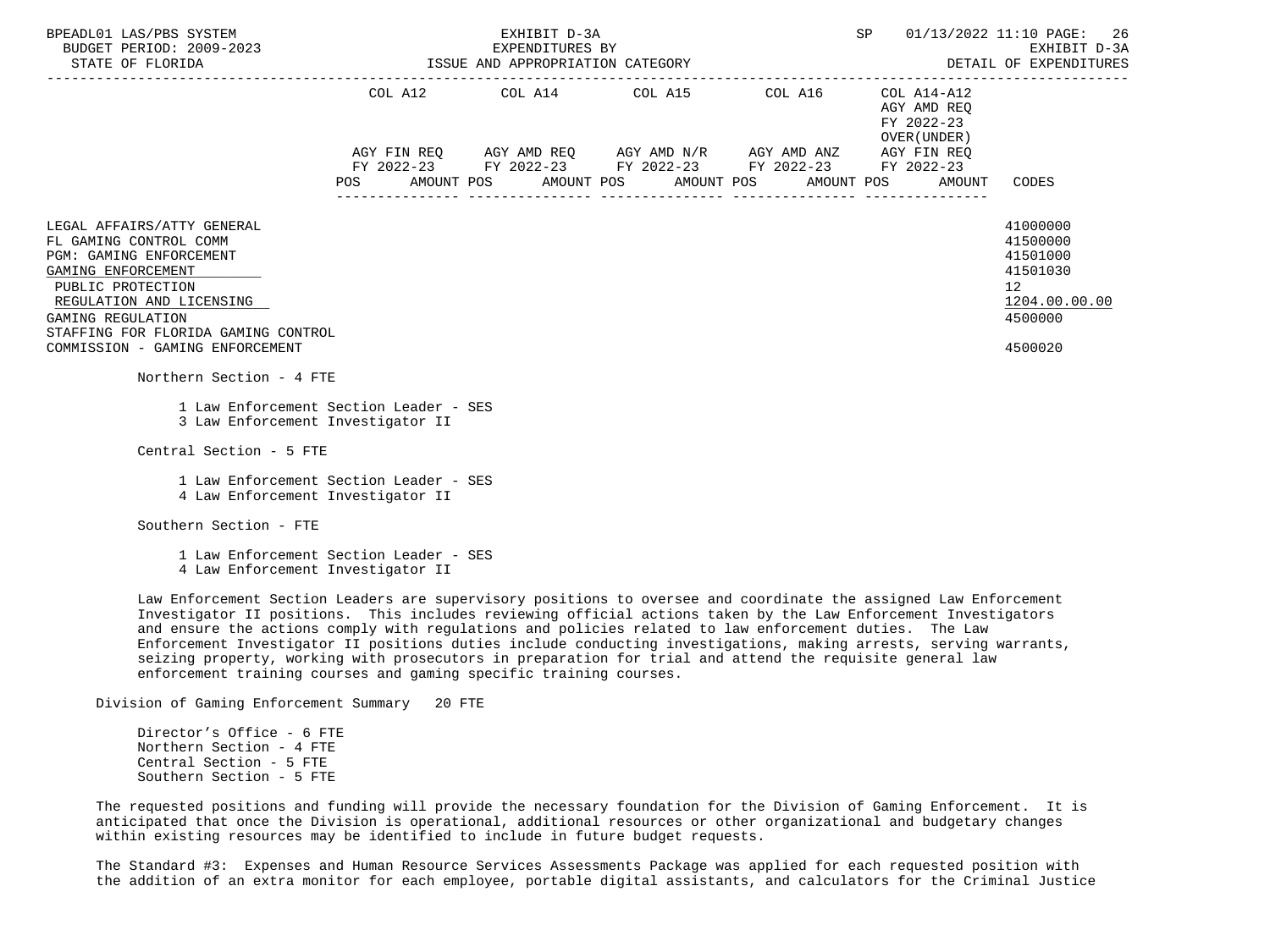| | COL A12 | COL A14 | COL A15 | COL A16 | COL A14-A12 AGY AMD REQ FY 2022-23 OVER(UNDER) | |
|---|---|---|---|---|---|---|
| | AGY FIN REQ FY 2022-23 | AGY AMD REQ FY 2022-23 | AGY AMD N/R FY 2022-23 | AGY AMD ANZ FY 2022-23 | AGY FIN REQ FY 2022-23 | |
| | POS AMOUNT | POS AMOUNT | POS AMOUNT | POS AMOUNT | POS AMOUNT | CODES |
| LEGAL AFFAIRS/ATTY GENERAL | | | | | | 41000000 |
| FL GAMING CONTROL COMM | | | | | | 41500000 |
| PGM: GAMING ENFORCEMENT | | | | | | 41501000 |
| GAMING ENFORCEMENT | | | | | | 41501030 |
| PUBLIC PROTECTION | | | | | | 12 |
| REGULATION AND LICENSING | | | | | | 1204.00.00.00 |
| GAMING REGULATION | | | | | | 4500000 |
| STAFFING FOR FLORIDA GAMING CONTROL COMMISSION - GAMING ENFORCEMENT | | | | | | 4500020 |

Northern Section - 4 FTE

- 1 Law Enforcement Section Leader - SES
- 3 Law Enforcement Investigator II

Central Section - 5 FTE

- 1 Law Enforcement Section Leader - SES
- 4 Law Enforcement Investigator II

Southern Section - FTE

- 1 Law Enforcement Section Leader - SES
- 4 Law Enforcement Investigator II

Law Enforcement Section Leaders are supervisory positions to oversee and coordinate the assigned Law Enforcement Investigator II positions. This includes reviewing official actions taken by the Law Enforcement Investigators and ensure the actions comply with regulations and policies related to law enforcement duties. The Law Enforcement Investigator II positions duties include conducting investigations, making arrests, serving warrants, seizing property, working with prosecutors in preparation for trial and attend the requisite general law enforcement training courses and gaming specific training courses.

Division of Gaming Enforcement Summary 20 FTE

- Director's Office - 6 FTE
- Northern Section - 4 FTE
- Central Section - 5 FTE
- Southern Section - 5 FTE

The requested positions and funding will provide the necessary foundation for the Division of Gaming Enforcement. It is anticipated that once the Division is operational, additional resources or other organizational and budgetary changes within existing resources may be identified to include in future budget requests.

The Standard #3: Expenses and Human Resource Services Assessments Package was applied for each requested position with the addition of an extra monitor for each employee, portable digital assistants, and calculators for the Criminal Justice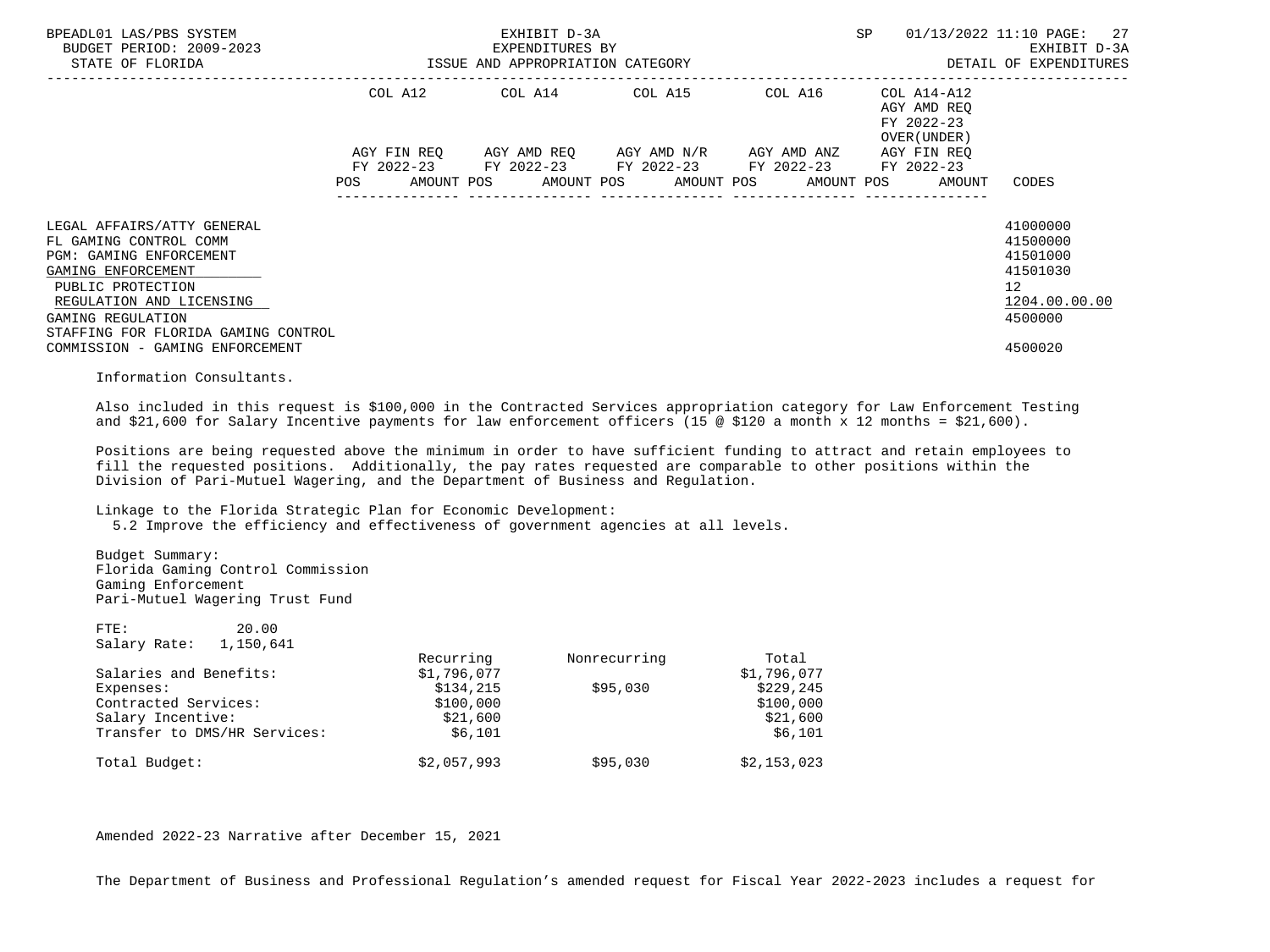| | COL A12 | COL A14 | COL A15 | COL A16 | COL A14-A12 AGY AMD REQ FY 2022-23 OVER(UNDER) | |
|---|---|---|---|---|---|---|
| | AGY FIN REQ FY 2022-23 | AGY AMD REQ FY 2022-23 | AGY AMD N/R FY 2022-23 | AGY AMD ANZ FY 2022-23 | AGY FIN REQ FY 2022-23 | |
| | POS AMOUNT | POS AMOUNT | POS AMOUNT | POS AMOUNT | POS AMOUNT | CODES |
| LEGAL AFFAIRS/ATTY GENERAL | | | | | | 41000000 |
| FL GAMING CONTROL COMM | | | | | | 41500000 |
| PGM: GAMING ENFORCEMENT | | | | | | 41501000 |
| GAMING ENFORCEMENT | | | | | | 41501030 |
| PUBLIC PROTECTION | | | | | | 12 |
| REGULATION AND LICENSING | | | | | | 1204.00.00.00 |
| GAMING REGULATION | | | | | | 4500000 |
| STAFFING FOR FLORIDA GAMING CONTROL COMMISSION - GAMING ENFORCEMENT | | | | | | 4500020 |

Information Consultants.

Also included in this request is $100,000 in the Contracted Services appropriation category for Law Enforcement Testing and $21,600 for Salary Incentive payments for law enforcement officers (15 @ $120 a month x 12 months = $21,600).

Positions are being requested above the minimum in order to have sufficient funding to attract and retain employees to fill the requested positions. Additionally, the pay rates requested are comparable to other positions within the Division of Pari-Mutuel Wagering, and the Department of Business and Regulation.

Linkage to the Florida Strategic Plan for Economic Development:
5.2 Improve the efficiency and effectiveness of government agencies at all levels.

Budget Summary:
Florida Gaming Control Commission
Gaming Enforcement
Pari-Mutuel Wagering Trust Fund

FTE: 20.00
Salary Rate: 1,150,641

| | Recurring | Nonrecurring | Total |
|---|---|---|---|
| Salaries and Benefits: | $1,796,077 | | $1,796,077 |
| Expenses: | $134,215 | $95,030 | $229,245 |
| Contracted Services: | $100,000 | | $100,000 |
| Salary Incentive: | $21,600 | | $21,600 |
| Transfer to DMS/HR Services: | $6,101 | | $6,101 |
| Total Budget: | $2,057,993 | $95,030 | $2,153,023 |

Amended 2022-23 Narrative after December 15, 2021

The Department of Business and Professional Regulation's amended request for Fiscal Year 2022-2023 includes a request for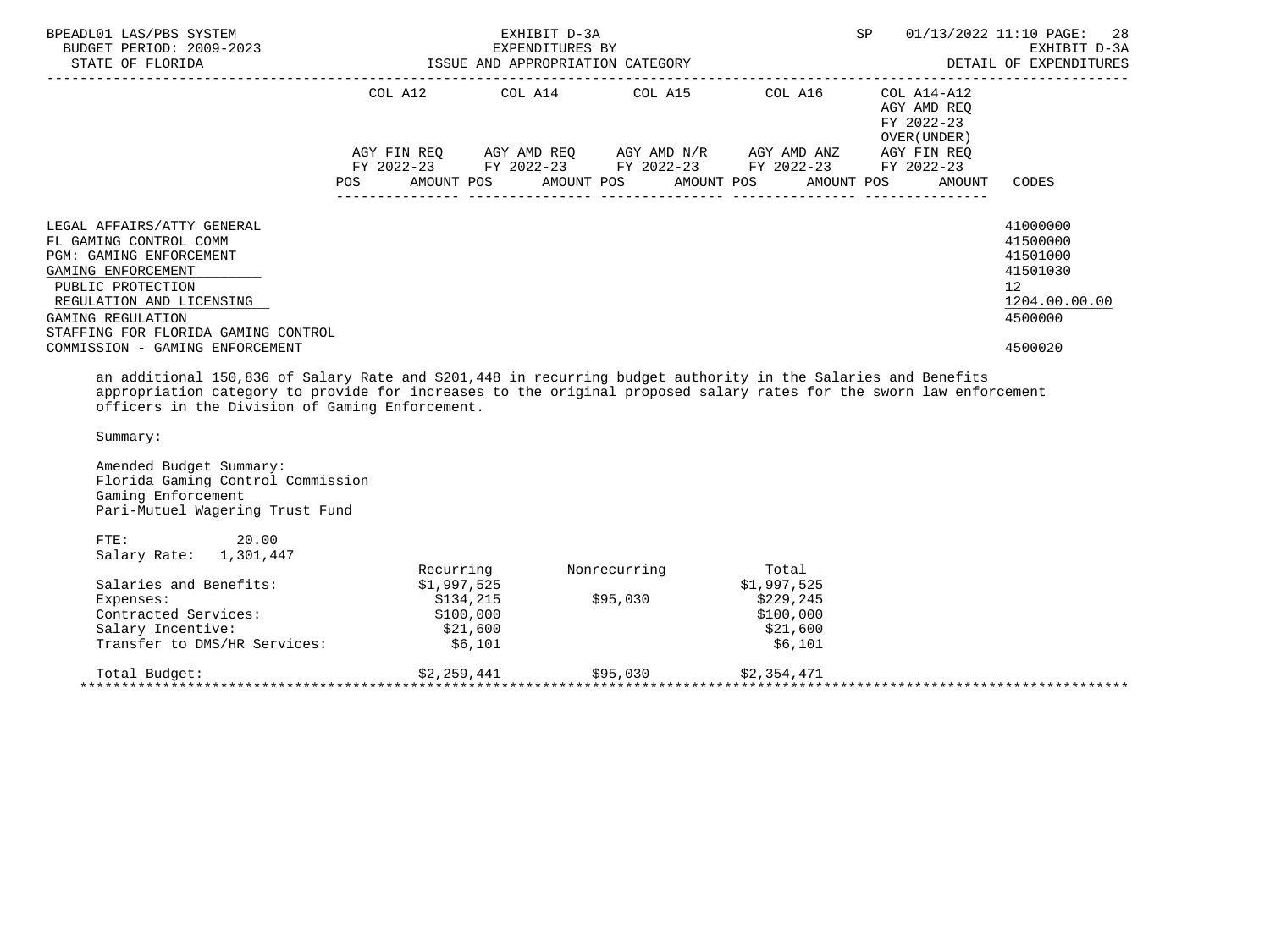| | COL A12 | | COL A14 | | COL A15 | | COL A16 | | COL A14-A12 AGY AMD REQ FY 2022-23 OVER(UNDER) | |
|---|---|---|---|---|---|---|---|---|---|---|
| | AGY FIN REQ FY 2022-23 | | AGY AMD REQ FY 2022-23 | | AGY AMD N/R FY 2022-23 | | AGY AMD ANZ FY 2022-23 | | AGY FIN REQ FY 2022-23 | |
| | POS | AMOUNT | POS | AMOUNT | POS | AMOUNT | POS | AMOUNT | POS | AMOUNT | CODES |

| | CODES |
|---|---|
| LEGAL AFFAIRS/ATTY GENERAL | 41000000 |
| FL GAMING CONTROL COMM | 41500000 |
| PGM: GAMING ENFORCEMENT | 41501000 |
| GAMING ENFORCEMENT | 41501030 |
| PUBLIC PROTECTION | 12 |
| REGULATION AND LICENSING | 1204.00.00.00 |
| GAMING REGULATION | 4500000 |
| STAFFING FOR FLORIDA GAMING CONTROL COMMISSION - GAMING ENFORCEMENT | 4500020 |

an additional 150,836 of Salary Rate and $201,448 in recurring budget authority in the Salaries and Benefits appropriation category to provide for increases to the original proposed salary rates for the sworn law enforcement officers in the Division of Gaming Enforcement.

Summary:

Amended Budget Summary:
Florida Gaming Control Commission
Gaming Enforcement
Pari-Mutuel Wagering Trust Fund

FTE: 20.00
Salary Rate: 1,301,447

| | Recurring | Nonrecurring | Total |
|---|---|---|---|
| Salaries and Benefits: | $1,997,525 | | $1,997,525 |
| Expenses: | $134,215 | $95,030 | $229,245 |
| Contracted Services: | $100,000 | | $100,000 |
| Salary Incentive: | $21,600 | | $21,600 |
| Transfer to DMS/HR Services: | $6,101 | | $6,101 |
| Total Budget: | $2,259,441 | $95,030 | $2,354,471 |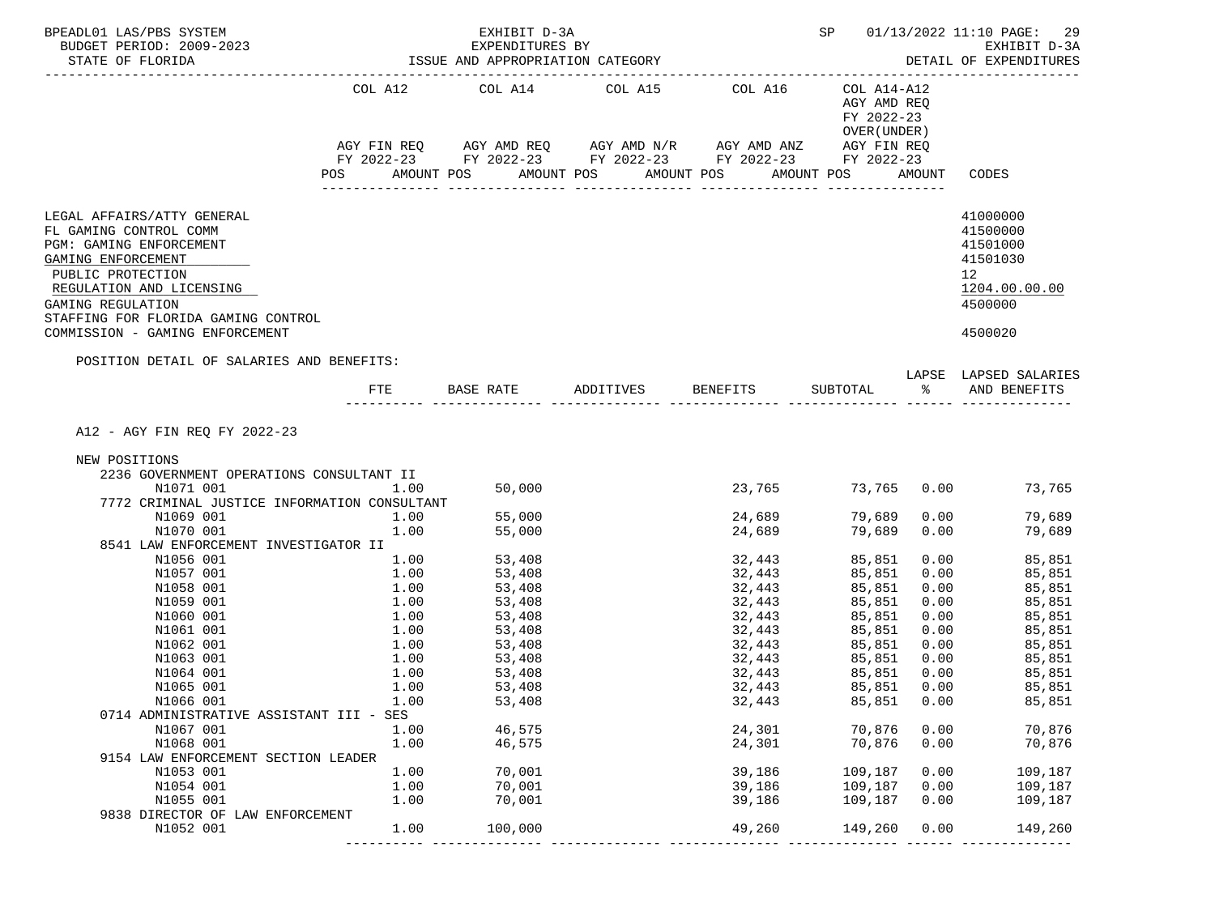BPEADL01 LAS/PBS SYSTEM — EXHIBIT D-3A — EXPENDITURES BY ISSUE AND APPROPRIATION CATEGORY — SP 01/13/2022 11:10

BUDGET PERIOD: 2009-2023 — STATE OF FLORIDA — EXHIBIT D-3A DETAIL OF EXPENDITURES

| | COL A12 AGY FIN REQ FY 2022-23 POS AMOUNT | COL A14 AGY AMD REQ FY 2022-23 POS AMOUNT | COL A15 AGY AMD N/R FY 2022-23 POS AMOUNT | COL A16 AGY AMD ANZ FY 2022-23 POS AMOUNT | COL A14-A12 AGY AMD REQ FY 2022-23 OVER(UNDER) AGY FIN REQ FY 2022-23 POS AMOUNT | CODES |
|---|---|---|---|---|---|---|
| LEGAL AFFAIRS/ATTY GENERAL | | | | | | 41000000 |
| FL GAMING CONTROL COMM | | | | | | 41500000 |
| PGM: GAMING ENFORCEMENT | | | | | | 41501000 |
| GAMING ENFORCEMENT | | | | | | 41501030 |
| PUBLIC PROTECTION | | | | | | 12 |
| REGULATION AND LICENSING | | | | | | 1204.00.00.00 |
| GAMING REGULATION | | | | | | 4500000 |
| STAFFING FOR FLORIDA GAMING CONTROL COMMISSION - GAMING ENFORCEMENT | | | | | | 4500020 |

POSITION DETAIL OF SALARIES AND BENEFITS:

| | FTE | BASE RATE | ADDITIVES | BENEFITS | SUBTOTAL | LAPSE % | LAPSED SALARIES AND BENEFITS |
|---|---|---|---|---|---|---|---|
| **A12 - AGY FIN REQ FY 2022-23** | | | | | | | |
| NEW POSITIONS | | | | | | | |
| 2236 GOVERNMENT OPERATIONS CONSULTANT II | | | | | | | |
| N1071 001 | 1.00 | 50,000 | | 23,765 | 73,765 | 0.00 | 73,765 |
| 7772 CRIMINAL JUSTICE INFORMATION CONSULTANT | | | | | | | |
| N1069 001 | 1.00 | 55,000 | | 24,689 | 79,689 | 0.00 | 79,689 |
| N1070 001 | 1.00 | 55,000 | | 24,689 | 79,689 | 0.00 | 79,689 |
| 8541 LAW ENFORCEMENT INVESTIGATOR II | | | | | | | |
| N1056 001 | 1.00 | 53,408 | | 32,443 | 85,851 | 0.00 | 85,851 |
| N1057 001 | 1.00 | 53,408 | | 32,443 | 85,851 | 0.00 | 85,851 |
| N1058 001 | 1.00 | 53,408 | | 32,443 | 85,851 | 0.00 | 85,851 |
| N1059 001 | 1.00 | 53,408 | | 32,443 | 85,851 | 0.00 | 85,851 |
| N1060 001 | 1.00 | 53,408 | | 32,443 | 85,851 | 0.00 | 85,851 |
| N1061 001 | 1.00 | 53,408 | | 32,443 | 85,851 | 0.00 | 85,851 |
| N1062 001 | 1.00 | 53,408 | | 32,443 | 85,851 | 0.00 | 85,851 |
| N1063 001 | 1.00 | 53,408 | | 32,443 | 85,851 | 0.00 | 85,851 |
| N1064 001 | 1.00 | 53,408 | | 32,443 | 85,851 | 0.00 | 85,851 |
| N1065 001 | 1.00 | 53,408 | | 32,443 | 85,851 | 0.00 | 85,851 |
| N1066 001 | 1.00 | 53,408 | | 32,443 | 85,851 | 0.00 | 85,851 |
| 0714 ADMINISTRATIVE ASSISTANT III - SES | | | | | | | |
| N1067 001 | 1.00 | 46,575 | | 24,301 | 70,876 | 0.00 | 70,876 |
| N1068 001 | 1.00 | 46,575 | | 24,301 | 70,876 | 0.00 | 70,876 |
| 9154 LAW ENFORCEMENT SECTION LEADER | | | | | | | |
| N1053 001 | 1.00 | 70,001 | | 39,186 | 109,187 | 0.00 | 109,187 |
| N1054 001 | 1.00 | 70,001 | | 39,186 | 109,187 | 0.00 | 109,187 |
| N1055 001 | 1.00 | 70,001 | | 39,186 | 109,187 | 0.00 | 109,187 |
| 9838 DIRECTOR OF LAW ENFORCEMENT | | | | | | | |
| N1052 001 | 1.00 | 100,000 | | 49,260 | 149,260 | 0.00 | 149,260 |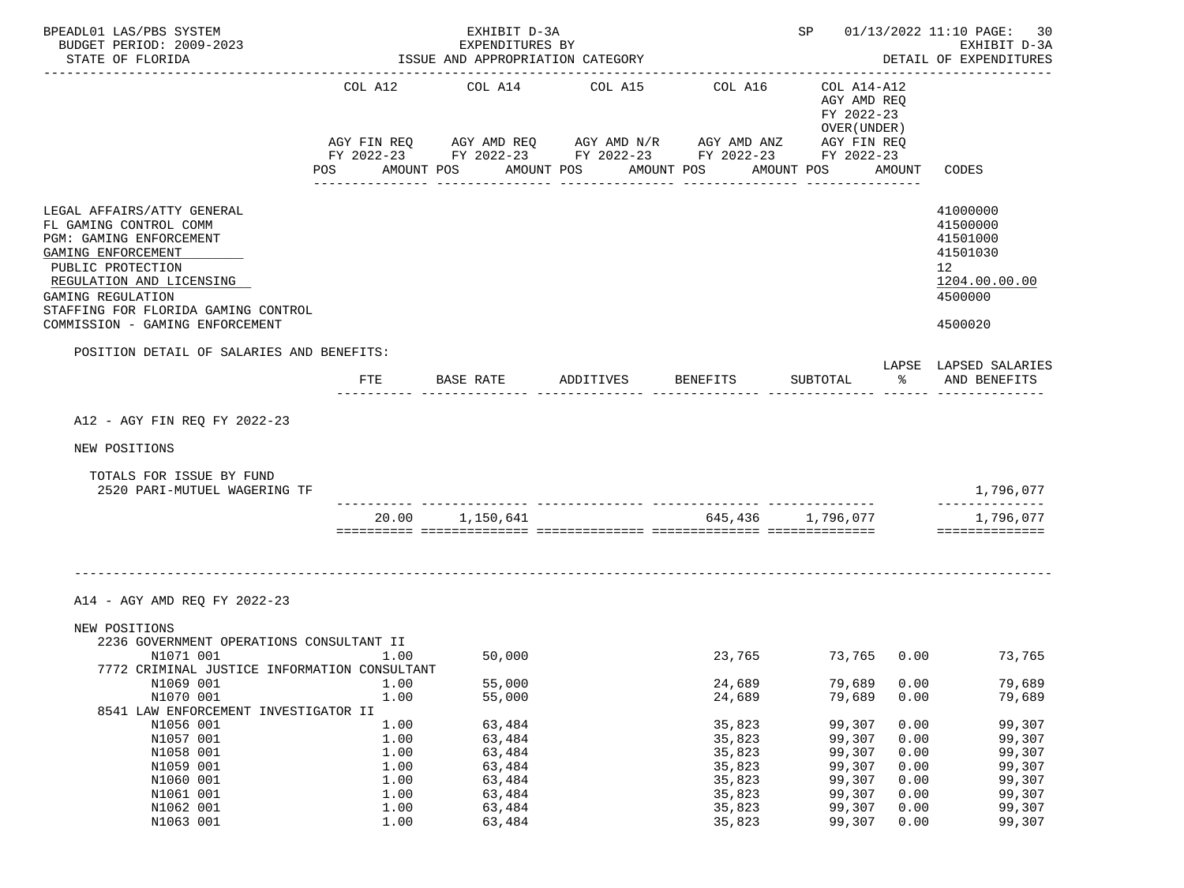BPEADL01 LAS/PBS SYSTEM
BUDGET PERIOD: 2009-2023
STATE OF FLORIDA

EXHIBIT D-3A
EXPENDITURES BY
ISSUE AND APPROPRIATION CATEGORY

SP 01/13/2022 11:10
EXHIBIT D-3A
DETAIL OF EXPENDITURES

| | COL A12 AGY FIN REQ FY 2022-23 POS AMOUNT | COL A14 AGY AMD REQ FY 2022-23 POS AMOUNT | COL A15 AGY AMD N/R FY 2022-23 POS AMOUNT | COL A16 AGY AMD ANZ FY 2022-23 POS AMOUNT | COL A14-A12 AGY AMD REQ FY 2022-23 OVER(UNDER) AGY FIN REQ FY 2022-23 POS AMOUNT | CODES |
|---|---|---|---|---|---|---|
| LEGAL AFFAIRS/ATTY GENERAL | | | | | | 41000000 |
| FL GAMING CONTROL COMM | | | | | | 41500000 |
| PGM: GAMING ENFORCEMENT | | | | | | 41501000 |
| GAMING ENFORCEMENT | | | | | | 41501030 |
| PUBLIC PROTECTION | | | | | | 12 |
| REGULATION AND LICENSING | | | | | | 1204.00.00.00 |
| GAMING REGULATION | | | | | | 4500000 |
| STAFFING FOR FLORIDA GAMING CONTROL COMMISSION - GAMING ENFORCEMENT | | | | | | 4500020 |

POSITION DETAIL OF SALARIES AND BENEFITS:

| | FTE | BASE RATE | ADDITIVES | BENEFITS | SUBTOTAL | LAPSE % | LAPSED SALARIES AND BENEFITS |
|---|---|---|---|---|---|---|---|
| **A12 - AGY FIN REQ FY 2022-23** | | | | | | | |
| NEW POSITIONS | | | | | | | |
| TOTALS FOR ISSUE BY FUND | | | | | | | |
| 2520 PARI-MUTUEL WAGERING TF | | | | | | | 1,796,077 |
| | 20.00 | 1,150,641 | | 645,436 | 1,796,077 | | 1,796,077 |
| **A14 - AGY AMD REQ FY 2022-23** | | | | | | | |
| NEW POSITIONS | | | | | | | |
| 2236 GOVERNMENT OPERATIONS CONSULTANT II | | | | | | | |
| N1071 001 | 1.00 | 50,000 | | 23,765 | 73,765 | 0.00 | 73,765 |
| 7772 CRIMINAL JUSTICE INFORMATION CONSULTANT | | | | | | | |
| N1069 001 | 1.00 | 55,000 | | 24,689 | 79,689 | 0.00 | 79,689 |
| N1070 001 | 1.00 | 55,000 | | 24,689 | 79,689 | 0.00 | 79,689 |
| 8541 LAW ENFORCEMENT INVESTIGATOR II | | | | | | | |
| N1056 001 | 1.00 | 63,484 | | 35,823 | 99,307 | 0.00 | 99,307 |
| N1057 001 | 1.00 | 63,484 | | 35,823 | 99,307 | 0.00 | 99,307 |
| N1058 001 | 1.00 | 63,484 | | 35,823 | 99,307 | 0.00 | 99,307 |
| N1059 001 | 1.00 | 63,484 | | 35,823 | 99,307 | 0.00 | 99,307 |
| N1060 001 | 1.00 | 63,484 | | 35,823 | 99,307 | 0.00 | 99,307 |
| N1061 001 | 1.00 | 63,484 | | 35,823 | 99,307 | 0.00 | 99,307 |
| N1062 001 | 1.00 | 63,484 | | 35,823 | 99,307 | 0.00 | 99,307 |
| N1063 001 | 1.00 | 63,484 | | 35,823 | 99,307 | 0.00 | 99,307 |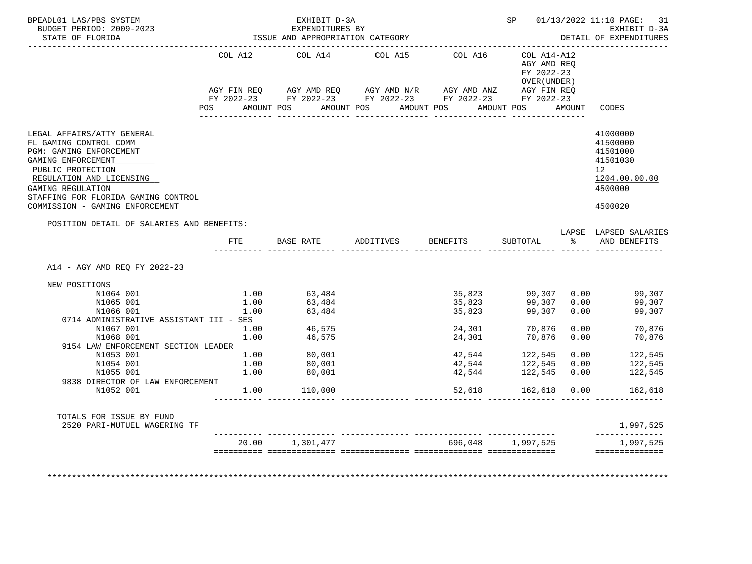BPEADL01 LAS/PBS SYSTEM — EXHIBIT D-3A — SP 01/13/2022 11:10 PAGE: 31
BUDGET PERIOD: 2009-2023 — EXPENDITURES BY — EXHIBIT D-3A
STATE OF FLORIDA — ISSUE AND APPROPRIATION CATEGORY — DETAIL OF EXPENDITURES

| | COL A12 AGY FIN REQ FY 2022-23 POS AMOUNT | COL A14 AGY AMD REQ FY 2022-23 POS AMOUNT | COL A15 AGY AMD N/R FY 2022-23 POS AMOUNT | COL A16 AGY AMD ANZ FY 2022-23 POS AMOUNT | COL A14-A12 AGY AMD REQ FY 2022-23 OVER(UNDER) AGY FIN REQ FY 2022-23 POS AMOUNT | CODES |
|---|---|---|---|---|---|---|
| LEGAL AFFAIRS/ATTY GENERAL | | | | | | 41000000 |
| FL GAMING CONTROL COMM | | | | | | 41500000 |
| PGM: GAMING ENFORCEMENT | | | | | | 41501000 |
| GAMING ENFORCEMENT | | | | | | 41501030 |
| PUBLIC PROTECTION | | | | | | 12 |
| REGULATION AND LICENSING | | | | | | 1204.00.00.00 |
| GAMING REGULATION | | | | | | 4500000 |
| STAFFING FOR FLORIDA GAMING CONTROL COMMISSION - GAMING ENFORCEMENT | | | | | | 4500020 |

POSITION DETAIL OF SALARIES AND BENEFITS:

| | FTE | BASE RATE | ADDITIVES | BENEFITS | SUBTOTAL | LAPSE % | LAPSED SALARIES AND BENEFITS |
|---|---|---|---|---|---|---|---|
| A14 - AGY AMD REQ FY 2022-23 | | | | | | | |
| NEW POSITIONS | | | | | | | |
| N1064 001 | 1.00 | 63,484 | | 35,823 | 99,307 | 0.00 | 99,307 |
| N1065 001 | 1.00 | 63,484 | | 35,823 | 99,307 | 0.00 | 99,307 |
| N1066 001 | 1.00 | 63,484 | | 35,823 | 99,307 | 0.00 | 99,307 |
| 0714 ADMINISTRATIVE ASSISTANT III - SES | | | | | | | |
| N1067 001 | 1.00 | 46,575 | | 24,301 | 70,876 | 0.00 | 70,876 |
| N1068 001 | 1.00 | 46,575 | | 24,301 | 70,876 | 0.00 | 70,876 |
| 9154 LAW ENFORCEMENT SECTION LEADER | | | | | | | |
| N1053 001 | 1.00 | 80,001 | | 42,544 | 122,545 | 0.00 | 122,545 |
| N1054 001 | 1.00 | 80,001 | | 42,544 | 122,545 | 0.00 | 122,545 |
| N1055 001 | 1.00 | 80,001 | | 42,544 | 122,545 | 0.00 | 122,545 |
| 9838 DIRECTOR OF LAW ENFORCEMENT | | | | | | | |
| N1052 001 | 1.00 | 110,000 | | 52,618 | 162,618 | 0.00 | 162,618 |
| TOTALS FOR ISSUE BY FUND | | | | | | | |
| 2520 PARI-MUTUEL WAGERING TF | | | | | | | 1,997,525 |
| | 20.00 | 1,301,477 | | 696,048 | 1,997,525 | | 1,997,525 |

********************************************************************************************************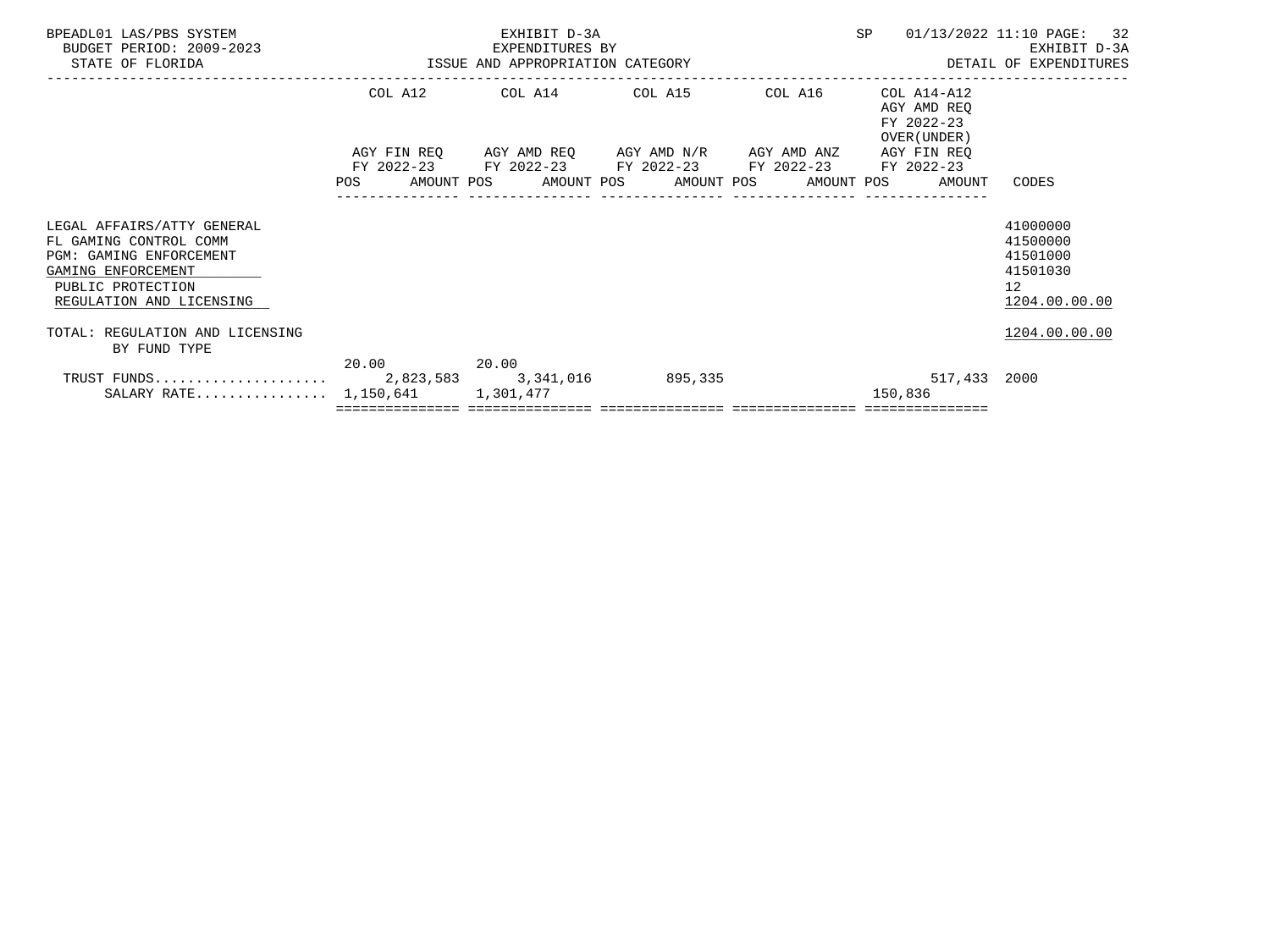BPEADL01 LAS/PBS SYSTEM
BUDGET PERIOD: 2009-2023
STATE OF FLORIDA

EXHIBIT D-3A
EXPENDITURES BY
ISSUE AND APPROPRIATION CATEGORY

SP 01/13/2022 11:10

EXHIBIT D-3A
DETAIL OF EXPENDITURES

| | COL A12 AGY FIN REQ FY 2022-23 | | COL A14 AGY AMD REQ FY 2022-23 | | COL A15 AGY AMD N/R FY 2022-23 | | COL A16 AGY AMD ANZ FY 2022-23 | | COL A14-A12 AGY AMD REQ FY 2022-23 OVER(UNDER) AGY FIN REQ FY 2022-23 | | CODES |
|---|---|---|---|---|---|---|---|---|---|---|---|
| | POS | AMOUNT | POS | AMOUNT | POS | AMOUNT | POS | AMOUNT | POS | AMOUNT | |
| LEGAL AFFAIRS/ATTY GENERAL | | | | | | | | | | | 41000000 |
| FL GAMING CONTROL COMM | | | | | | | | | | | 41500000 |
| PGM: GAMING ENFORCEMENT | | | | | | | | | | | 41501000 |
| GAMING ENFORCEMENT | | | | | | | | | | | 41501030 |
| PUBLIC PROTECTION | | | | | | | | | | | 12 |
| REGULATION AND LICENSING | | | | | | | | | | | 1204.00.00.00 |
| TOTAL: REGULATION AND LICENSING | | | | | | | | | | | 1204.00.00.00 |
| BY FUND TYPE | | | | | | | | | | | |
| | 20.00 | | 20.00 | | | | | | | | |
| TRUST FUNDS.................... | | 2,823,583 | | 3,341,016 | | 895,335 | | | | 517,433 | 2000 |
| SALARY RATE................ | | 1,150,641 | | 1,301,477 | | | | | | 150,836 | |